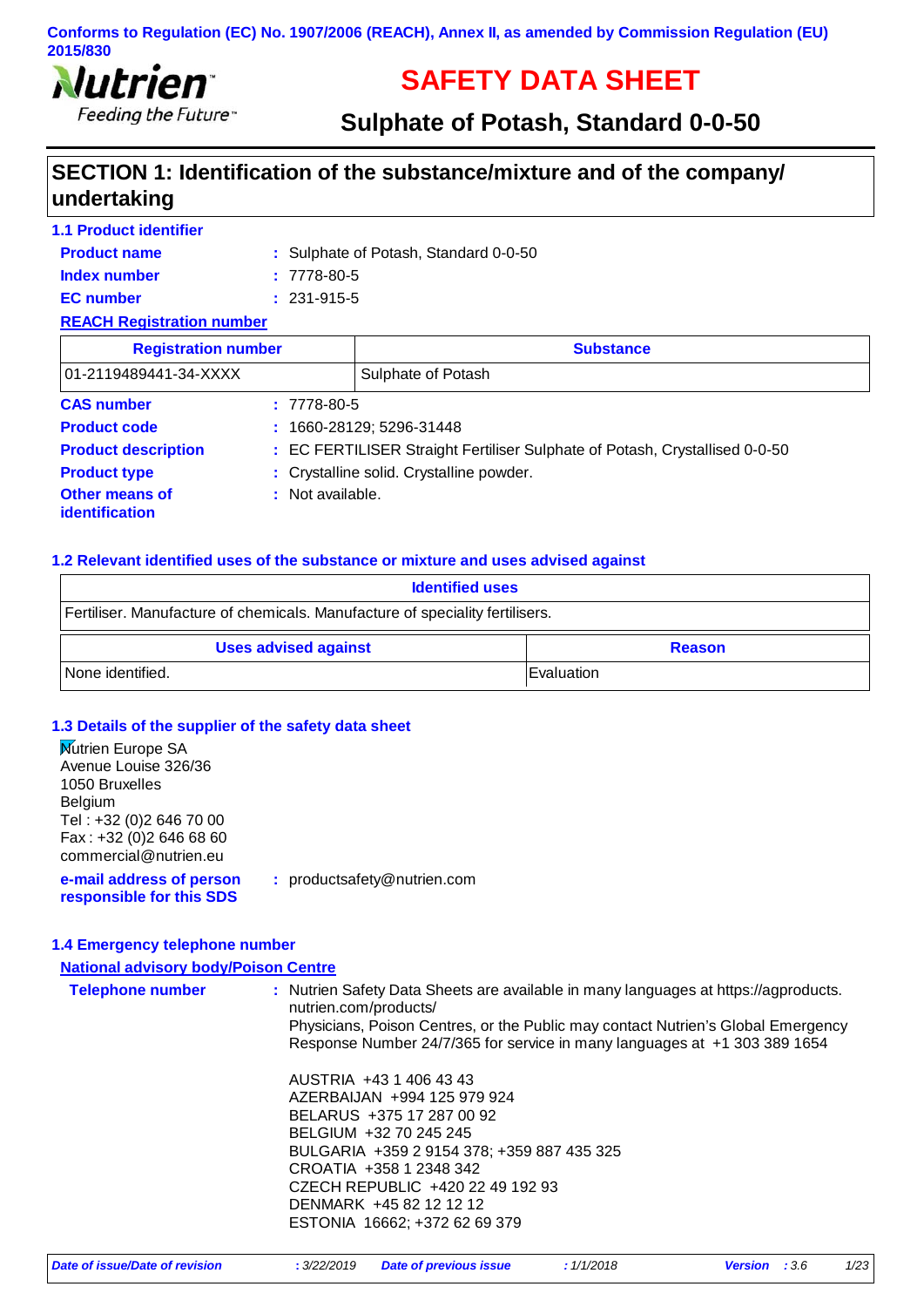Conforms to Regulation (EC) No. 1907/2006 (REACH), Annex II, as amended by Commission Regulation (EU) 2015/830

Nutrien
Feeding the Future

# SAFETY DATA SHEET

## Sulphate of Potash, Standard 0-0-50

## SECTION 1: Identification of the substance/mixture and of the company/ undertaking

### 1.1 Product identifier

**Product name** : Sulphate of Potash, Standard 0-0-50

**Index number** : 7778-80-5

**EC number** : 231-915-5

**REACH Registration number**

| Registration number | Substance |
|---|---|
| 01-2119489441-34-XXXX | Sulphate of Potash |

**CAS number** : 7778-80-5

**Product code** : 1660-28129; 5296-31448

**Product description** : EC FERTILISER Straight Fertiliser Sulphate of Potash, Crystallised 0-0-50

**Product type** : Crystalline solid. Crystalline powder.

**Other means of identification** : Not available.

### 1.2 Relevant identified uses of the substance or mixture and uses advised against

| Identified uses |
|---|
| Fertiliser. Manufacture of chemicals. Manufacture of speciality fertilisers. |

| Uses advised against | Reason |
|---|---|
| None identified. | Evaluation |

### 1.3 Details of the supplier of the safety data sheet

Nutrien Europe SA
Avenue Louise 326/36
1050 Bruxelles
Belgium
Tel : +32 (0)2 646 70 00
Fax : +32 (0)2 646 68 60
commercial@nutrien.eu

**e-mail address of person responsible for this SDS** : productsafety@nutrien.com

### 1.4 Emergency telephone number

**National advisory body/Poison Centre**

**Telephone number** : Nutrien Safety Data Sheets are available in many languages at https://agproducts.nutrien.com/products/
Physicians, Poison Centres, or the Public may contact Nutrien's Global Emergency Response Number 24/7/365 for service in many languages at +1 303 389 1654

AUSTRIA +43 1 406 43 43
AZERBAIJAN +994 125 979 924
BELARUS +375 17 287 00 92
BELGIUM +32 70 245 245
BULGARIA +359 2 9154 378; +359 887 435 325
CROATIA +358 1 2348 342
CZECH REPUBLIC +420 22 49 192 93
DENMARK +45 82 12 12 12
ESTONIA 16662; +372 62 69 379

*Date of issue/Date of revision* : 3/22/2019 *Date of previous issue* : 1/1/2018 *Version* : 3.6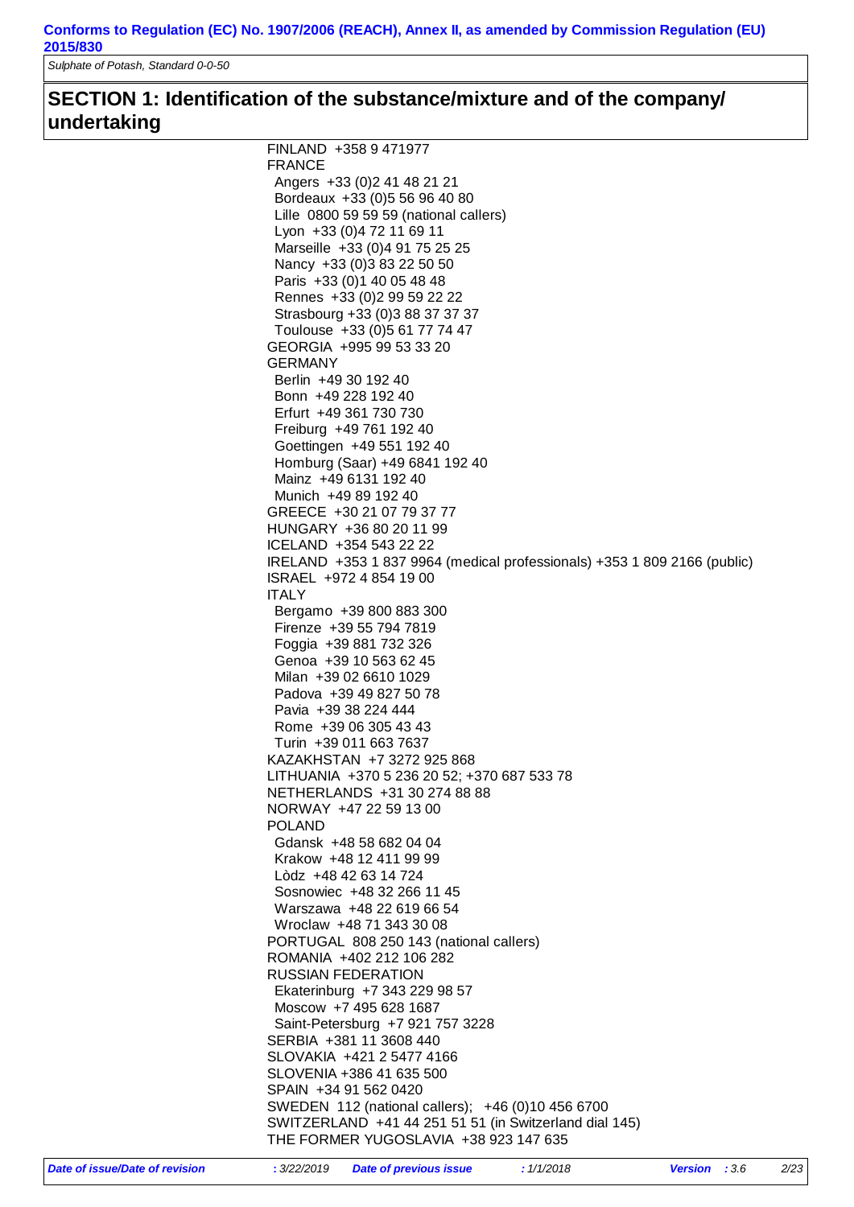## SECTION 1: Identification of the substance/mixture and of the company/ undertaking

FINLAND +358 9 471977
FRANCE
- Angers +33 (0)2 41 48 21 21
- Bordeaux +33 (0)5 56 96 40 80
- Lille 0800 59 59 59 (national callers)
- Lyon +33 (0)4 72 11 69 11
- Marseille +33 (0)4 91 75 25 25
- Nancy +33 (0)3 83 22 50 50
- Paris +33 (0)1 40 05 48 48
- Rennes +33 (0)2 99 59 22 22
- Strasbourg +33 (0)3 88 37 37 37
- Toulouse +33 (0)5 61 77 74 47

GEORGIA +995 99 53 33 20
GERMANY
- Berlin +49 30 192 40
- Bonn +49 228 192 40
- Erfurt +49 361 730 730
- Freiburg +49 761 192 40
- Goettingen +49 551 192 40
- Homburg (Saar) +49 6841 192 40
- Mainz +49 6131 192 40
- Munich +49 89 192 40

GREECE +30 21 07 79 37 77
HUNGARY +36 80 20 11 99
ICELAND +354 543 22 22
IRELAND +353 1 837 9964 (medical professionals) +353 1 809 2166 (public)
ISRAEL +972 4 854 19 00
ITALY
- Bergamo +39 800 883 300
- Firenze +39 55 794 7819
- Foggia +39 881 732 326
- Genoa +39 10 563 62 45
- Milan +39 02 6610 1029
- Padova +39 49 827 50 78
- Pavia +39 38 224 444
- Rome +39 06 305 43 43
- Turin +39 011 663 7637

KAZAKHSTAN +7 3272 925 868
LITHUANIA +370 5 236 20 52; +370 687 533 78
NETHERLANDS +31 30 274 88 88
NORWAY +47 22 59 13 00
POLAND
- Gdansk +48 58 682 04 04
- Krakow +48 12 411 99 99
- Lòdz +48 42 63 14 724
- Sosnowiec +48 32 266 11 45
- Warszawa +48 22 619 66 54
- Wroclaw +48 71 343 30 08

PORTUGAL 808 250 143 (national callers)
ROMANIA +402 212 106 282
RUSSIAN FEDERATION
- Ekaterinburg +7 343 229 98 57
- Moscow +7 495 628 1687
- Saint-Petersburg +7 921 757 3228

SERBIA +381 11 3608 440
SLOVAKIA +421 2 5477 4166
SLOVENIA +386 41 635 500
SPAIN +34 91 562 0420
SWEDEN 112 (national callers); +46 (0)10 456 6700
SWITZERLAND +41 44 251 51 51 (in Switzerland dial 145)
THE FORMER YUGOSLAVIA +38 923 147 635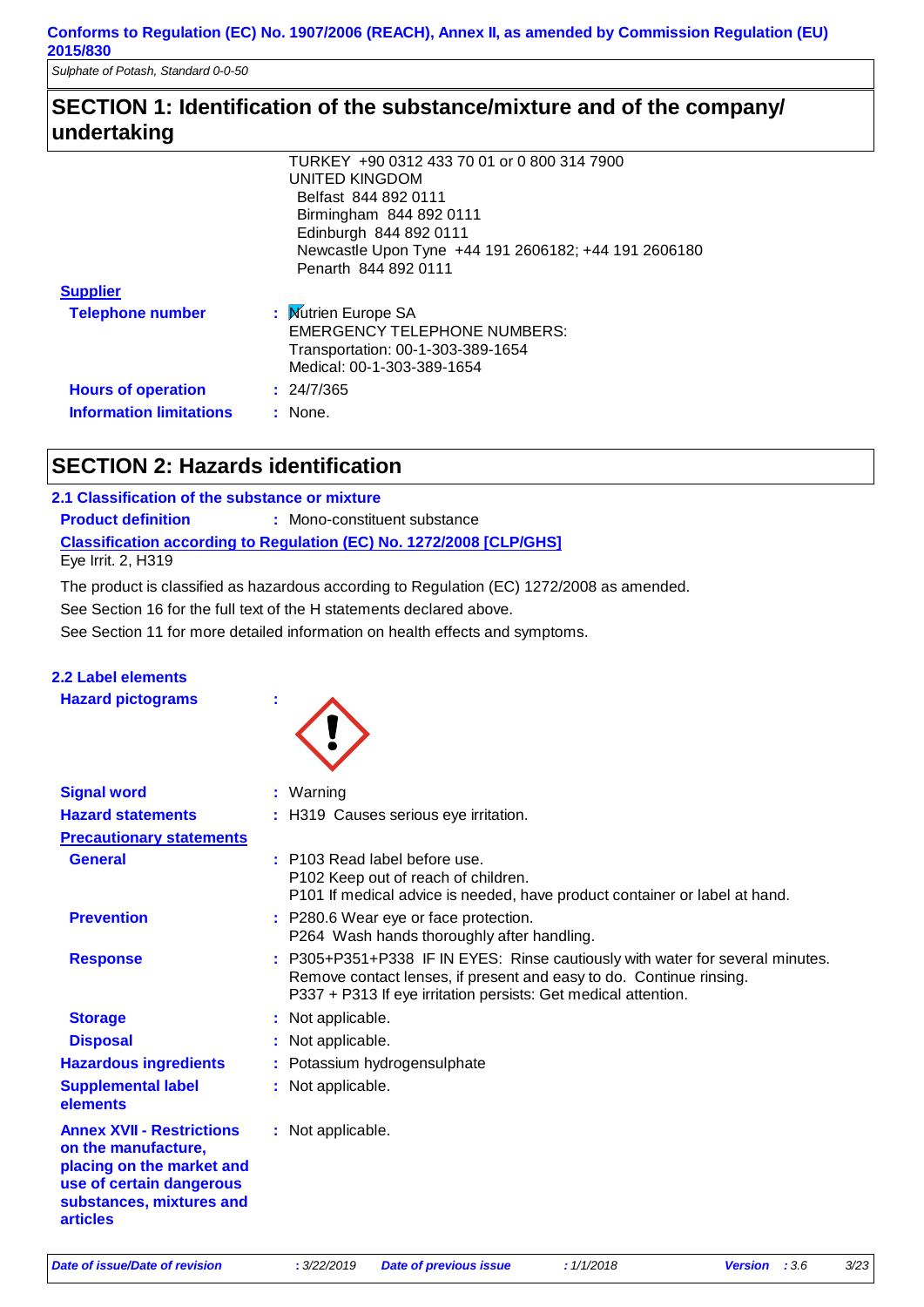Conforms to Regulation (EC) No. 1907/2006 (REACH), Annex II, as amended by Commission Regulation (EU) 2015/830

Sulphate of Potash, Standard 0-0-50

## SECTION 1: Identification of the substance/mixture and of the company/ undertaking

TURKEY +90 0312 433 70 01 or 0 800 314 7900
UNITED KINGDOM
Belfast 844 892 0111
Birmingham 844 892 0111
Edinburgh 844 892 0111
Newcastle Upon Tyne +44 191 2606182; +44 191 2606180
Penarth 844 892 0111

**Supplier**

**Telephone number** : Nutrien Europe SA
EMERGENCY TELEPHONE NUMBERS:
Transportation: 00-1-303-389-1654
Medical: 00-1-303-389-1654

**Hours of operation** : 24/7/365

**Information limitations** : None.

## SECTION 2: Hazards identification

### 2.1 Classification of the substance or mixture

**Product definition** : Mono-constituent substance

**Classification according to Regulation (EC) No. 1272/2008 [CLP/GHS]**

Eye Irrit. 2, H319

The product is classified as hazardous according to Regulation (EC) 1272/2008 as amended.

See Section 16 for the full text of the H statements declared above.

See Section 11 for more detailed information on health effects and symptoms.

### 2.2 Label elements

**Hazard pictograms** :

**Signal word** : Warning

**Hazard statements** : H319 Causes serious eye irritation.

**Precautionary statements**

**General** : P103 Read label before use.
P102 Keep out of reach of children.
P101 If medical advice is needed, have product container or label at hand.

**Prevention** : P280.6 Wear eye or face protection.
P264 Wash hands thoroughly after handling.

**Response** : P305+P351+P338 IF IN EYES: Rinse cautiously with water for several minutes. Remove contact lenses, if present and easy to do. Continue rinsing.
P337 + P313 If eye irritation persists: Get medical attention.

**Storage** : Not applicable.

**Disposal** : Not applicable.

**Hazardous ingredients** : Potassium hydrogensulphate

**Supplemental label elements** : Not applicable.

**Annex XVII - Restrictions on the manufacture, placing on the market and use of certain dangerous substances, mixtures and articles** : Not applicable.

*Date of issue/Date of revision* : 3/22/2019 *Date of previous issue* : 1/1/2018 *Version* : 3.6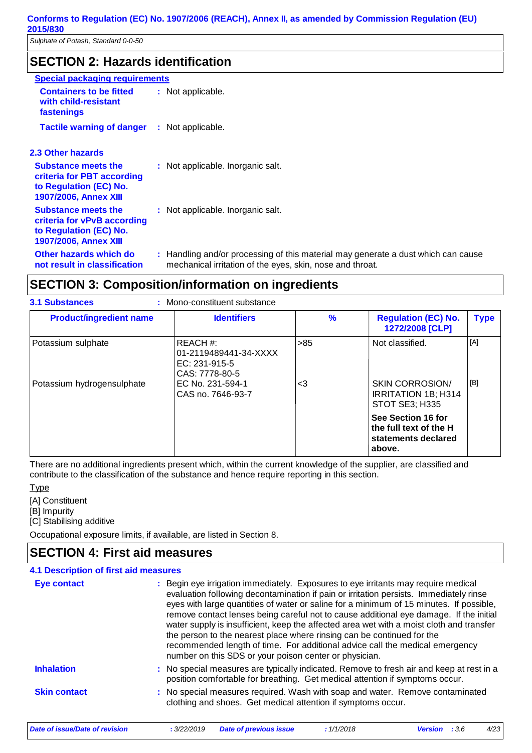## SECTION 2: Hazards identification

**Special packaging requirements**

**Containers to be fitted with child-resistant fastenings** : Not applicable.

**Tactile warning of danger** : Not applicable.

### 2.3 Other hazards

**Substance meets the criteria for PBT according to Regulation (EC) No. 1907/2006, Annex XIII** : Not applicable. Inorganic salt.

**Substance meets the criteria for vPvB according to Regulation (EC) No. 1907/2006, Annex XIII** : Not applicable. Inorganic salt.

**Other hazards which do not result in classification** : Handling and/or processing of this material may generate a dust which can cause mechanical irritation of the eyes, skin, nose and throat.

## SECTION 3: Composition/information on ingredients

**3.1 Substances** : Mono-constituent substance

| Product/ingredient name | Identifiers | % | Regulation (EC) No. 1272/2008 [CLP] | Type |
|---|---|---|---|---|
| Potassium sulphate | REACH #: 01-2119489441-34-XXXX<br>EC: 231-915-5<br>CAS: 7778-80-5 | >85 | Not classified. | [A] |
| Potassium hydrogensulphate | EC No. 231-594-1<br>CAS no. 7646-93-7 | <3 | SKIN CORROSION/ IRRITATION 1B; H314<br>STOT SE3; H335 | [B] |
| | | | **See Section 16 for the full text of the H statements declared above.** | |

There are no additional ingredients present which, within the current knowledge of the supplier, are classified and contribute to the classification of the substance and hence require reporting in this section.

Type

[A] Constituent
[B] Impurity
[C] Stabilising additive

Occupational exposure limits, if available, are listed in Section 8.

## SECTION 4: First aid measures

### 4.1 Description of first aid measures

**Eye contact** : Begin eye irrigation immediately. Exposures to eye irritants may require medical evaluation following decontamination if pain or irritation persists. Immediately rinse eyes with large quantities of water or saline for a minimum of 15 minutes. If possible, remove contact lenses being careful not to cause additional eye damage. If the initial water supply is insufficient, keep the affected area wet with a moist cloth and transfer the person to the nearest place where rinsing can be continued for the recommended length of time. For additional advice call the medical emergency number on this SDS or your poison center or physician.

**Inhalation** : No special measures are typically indicated. Remove to fresh air and keep at rest in a position comfortable for breathing. Get medical attention if symptoms occur.

**Skin contact** : No special measures required. Wash with soap and water. Remove contaminated clothing and shoes. Get medical attention if symptoms occur.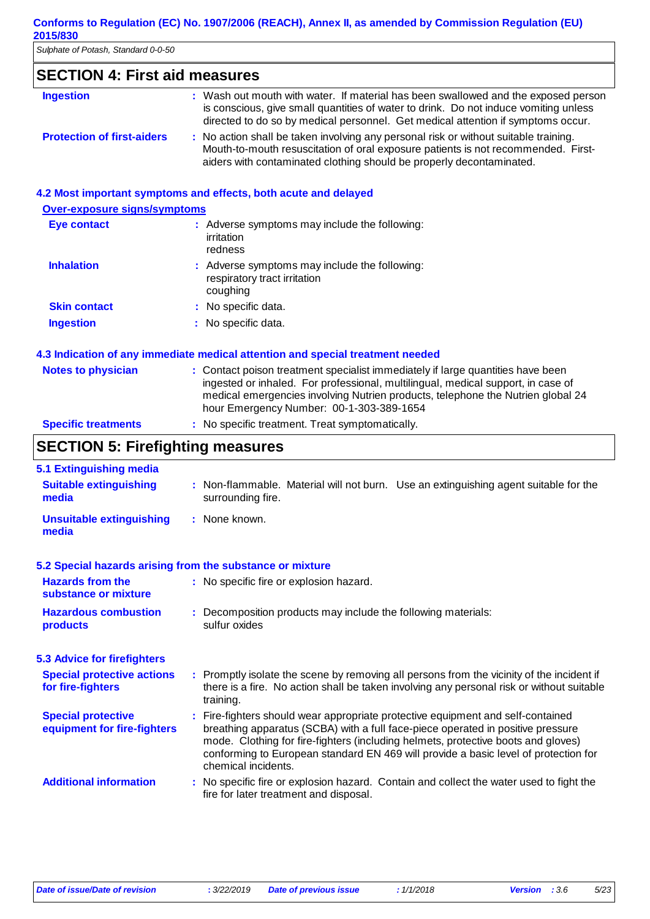## SECTION 4: First aid measures

| | |
|---|---|
| **Ingestion** | : Wash out mouth with water. If material has been swallowed and the exposed person is conscious, give small quantities of water to drink. Do not induce vomiting unless directed to do so by medical personnel. Get medical attention if symptoms occur. |
| **Protection of first-aiders** | : No action shall be taken involving any personal risk or without suitable training. Mouth-to-mouth resuscitation of oral exposure patients is not recommended. First-aiders with contaminated clothing should be properly decontaminated. |

### 4.2 Most important symptoms and effects, both acute and delayed

**Over-exposure signs/symptoms**

| | |
|---|---|
| **Eye contact** | : Adverse symptoms may include the following: irritation redness |
| **Inhalation** | : Adverse symptoms may include the following: respiratory tract irritation coughing |
| **Skin contact** | : No specific data. |
| **Ingestion** | : No specific data. |

### 4.3 Indication of any immediate medical attention and special treatment needed

| | |
|---|---|
| **Notes to physician** | : Contact poison treatment specialist immediately if large quantities have been ingested or inhaled. For professional, multilingual, medical support, in case of medical emergencies involving Nutrien products, telephone the Nutrien global 24 hour Emergency Number: 00-1-303-389-1654 |
| **Specific treatments** | : No specific treatment. Treat symptomatically. |

## SECTION 5: Firefighting measures

### 5.1 Extinguishing media

| | |
|---|---|
| **Suitable extinguishing media** | : Non-flammable. Material will not burn. Use an extinguishing agent suitable for the surrounding fire. |
| **Unsuitable extinguishing media** | : None known. |

### 5.2 Special hazards arising from the substance or mixture

| | |
|---|---|
| **Hazards from the substance or mixture** | : No specific fire or explosion hazard. |
| **Hazardous combustion products** | : Decomposition products may include the following materials: sulfur oxides |

### 5.3 Advice for firefighters

| | |
|---|---|
| **Special protective actions for fire-fighters** | : Promptly isolate the scene by removing all persons from the vicinity of the incident if there is a fire. No action shall be taken involving any personal risk or without suitable training. |
| **Special protective equipment for fire-fighters** | : Fire-fighters should wear appropriate protective equipment and self-contained breathing apparatus (SCBA) with a full face-piece operated in positive pressure mode. Clothing for fire-fighters (including helmets, protective boots and gloves) conforming to European standard EN 469 will provide a basic level of protection for chemical incidents. |
| **Additional information** | : No specific fire or explosion hazard. Contain and collect the water used to fight the fire for later treatment and disposal. |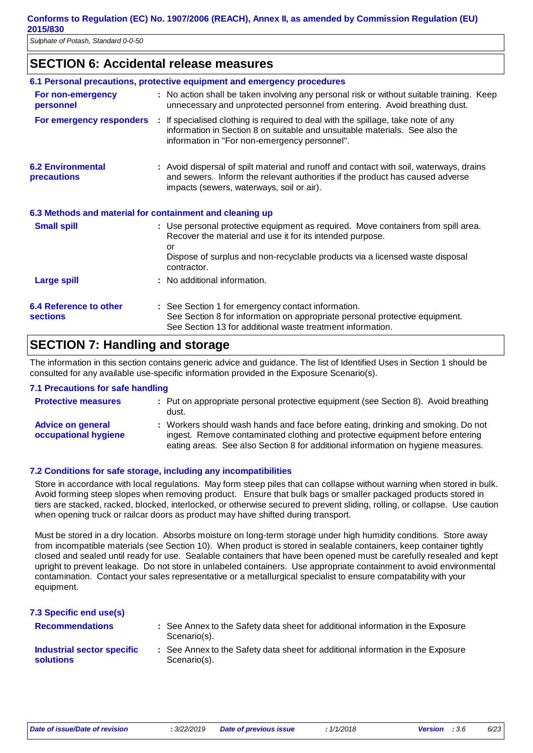## SECTION 6: Accidental release measures

### 6.1 Personal precautions, protective equipment and emergency procedures

**For non-emergency personnel** : No action shall be taken involving any personal risk or without suitable training. Keep unnecessary and unprotected personnel from entering. Avoid breathing dust.

**For emergency responders** : If specialised clothing is required to deal with the spillage, take note of any information in Section 8 on suitable and unsuitable materials. See also the information in "For non-emergency personnel".

### 6.2 Environmental precautions

: Avoid dispersal of spilt material and runoff and contact with soil, waterways, drains and sewers. Inform the relevant authorities if the product has caused adverse impacts (sewers, waterways, soil or air).

### 6.3 Methods and material for containment and cleaning up

**Small spill** : Use personal protective equipment as required. Move containers from spill area. Recover the material and use it for its intended purpose.
or
Dispose of surplus and non-recyclable products via a licensed waste disposal contractor.

**Large spill** : No additional information.

### 6.4 Reference to other sections

: See Section 1 for emergency contact information.
See Section 8 for information on appropriate personal protective equipment.
See Section 13 for additional waste treatment information.

## SECTION 7: Handling and storage

The information in this section contains generic advice and guidance. The list of Identified Uses in Section 1 should be consulted for any available use-specific information provided in the Exposure Scenario(s).

### 7.1 Precautions for safe handling

**Protective measures** : Put on appropriate personal protective equipment (see Section 8). Avoid breathing dust.

**Advice on general occupational hygiene** : Workers should wash hands and face before eating, drinking and smoking. Do not ingest. Remove contaminated clothing and protective equipment before entering eating areas. See also Section 8 for additional information on hygiene measures.

### 7.2 Conditions for safe storage, including any incompatibilities

Store in accordance with local regulations. May form steep piles that can collapse without warning when stored in bulk. Avoid forming steep slopes when removing product. Ensure that bulk bags or smaller packaged products stored in tiers are stacked, racked, blocked, interlocked, or otherwise secured to prevent sliding, rolling, or collapse. Use caution when opening truck or railcar doors as product may have shifted during transport.

Must be stored in a dry location. Absorbs moisture on long-term storage under high humidity conditions. Store away from incompatible materials (see Section 10). When product is stored in sealable containers, keep container tightly closed and sealed until ready for use. Sealable containers that have been opened must be carefully resealed and kept upright to prevent leakage. Do not store in unlabeled containers. Use appropriate containment to avoid environmental contamination. Contact your sales representative or a metallurgical specialist to ensure compatability with your equipment.

### 7.3 Specific end use(s)

**Recommendations** : See Annex to the Safety data sheet for additional information in the Exposure Scenario(s).

**Industrial sector specific solutions** : See Annex to the Safety data sheet for additional information in the Exposure Scenario(s).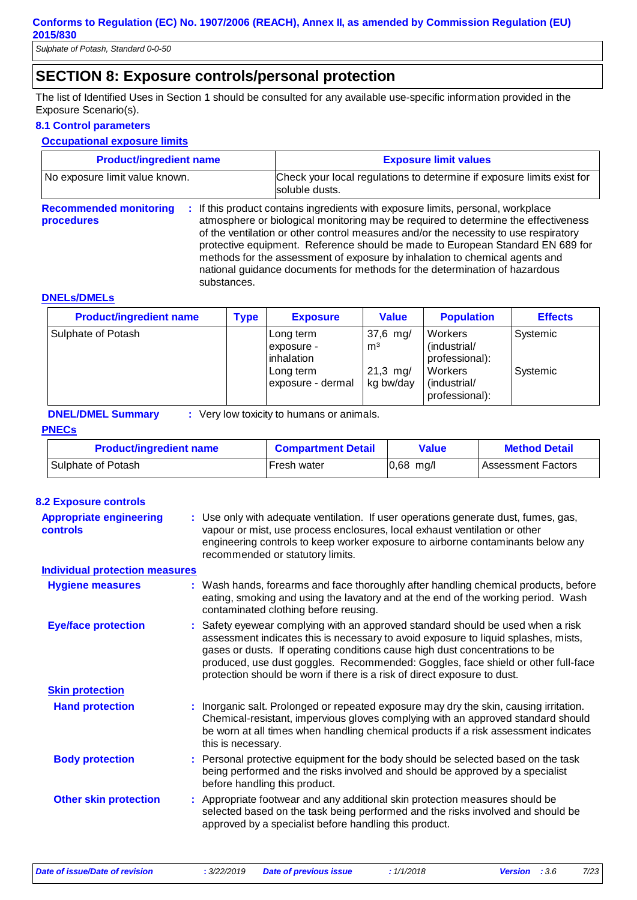## SECTION 8: Exposure controls/personal protection

The list of Identified Uses in Section 1 should be consulted for any available use-specific information provided in the Exposure Scenario(s).

### 8.1 Control parameters

**Occupational exposure limits**

| Product/ingredient name | Exposure limit values |
|---|---|
| No exposure limit value known. | Check your local regulations to determine if exposure limits exist for soluble dusts. |

**Recommended monitoring procedures** : If this product contains ingredients with exposure limits, personal, workplace atmosphere or biological monitoring may be required to determine the effectiveness of the ventilation or other control measures and/or the necessity to use respiratory protective equipment. Reference should be made to European Standard EN 689 for methods for the assessment of exposure by inhalation to chemical agents and national guidance documents for methods for the determination of hazardous substances.

**DNELs/DMELs**

| Product/ingredient name | Type | Exposure | Value | Population | Effects |
|---|---|---|---|---|---|
| Sulphate of Potash | | Long term exposure - inhalation | 37,6 mg/m³ | Workers (industrial/ professional): | Systemic |
| | | Long term exposure - dermal | 21,3 mg/kg bw/day | Workers (industrial/ professional): | Systemic |

**DNEL/DMEL Summary** : Very low toxicity to humans or animals.

**PNECs**

| Product/ingredient name | Compartment Detail | Value | Method Detail |
|---|---|---|---|
| Sulphate of Potash | Fresh water | 0,68 mg/l | Assessment Factors |

### 8.2 Exposure controls

**Appropriate engineering controls** : Use only with adequate ventilation. If user operations generate dust, fumes, gas, vapour or mist, use process enclosures, local exhaust ventilation or other engineering controls to keep worker exposure to airborne contaminants below any recommended or statutory limits.

**Individual protection measures**

**Hygiene measures** : Wash hands, forearms and face thoroughly after handling chemical products, before eating, smoking and using the lavatory and at the end of the working period. Wash contaminated clothing before reusing.

**Eye/face protection** : Safety eyewear complying with an approved standard should be used when a risk assessment indicates this is necessary to avoid exposure to liquid splashes, mists, gases or dusts. If operating conditions cause high dust concentrations to be produced, use dust goggles. Recommended: Goggles, face shield or other full-face protection should be worn if there is a risk of direct exposure to dust.

**Skin protection**

**Hand protection** : Inorganic salt. Prolonged or repeated exposure may dry the skin, causing irritation. Chemical-resistant, impervious gloves complying with an approved standard should be worn at all times when handling chemical products if a risk assessment indicates this is necessary.

**Body protection** : Personal protective equipment for the body should be selected based on the task being performed and the risks involved and should be approved by a specialist before handling this product.

**Other skin protection** : Appropriate footwear and any additional skin protection measures should be selected based on the task being performed and the risks involved and should be approved by a specialist before handling this product.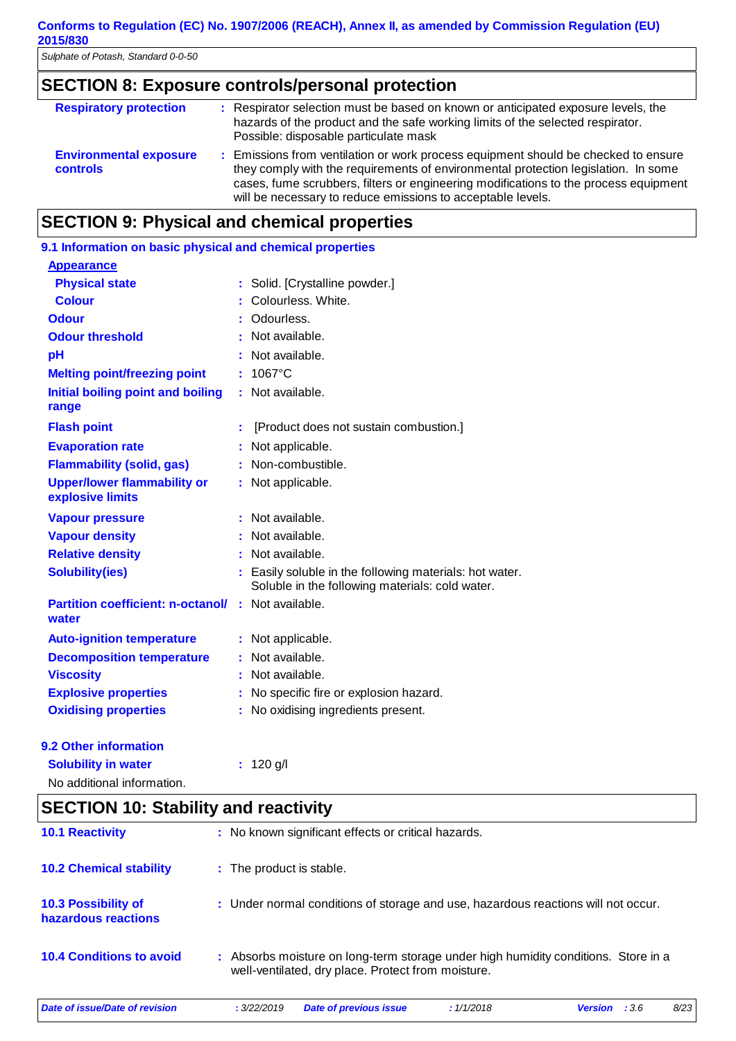## SECTION 8: Exposure controls/personal protection

| | |
|---|---|
| **Respiratory protection** | : Respirator selection must be based on known or anticipated exposure levels, the hazards of the product and the safe working limits of the selected respirator. Possible: disposable particulate mask |
| **Environmental exposure controls** | : Emissions from ventilation or work process equipment should be checked to ensure they comply with the requirements of environmental protection legislation. In some cases, fume scrubbers, filters or engineering modifications to the process equipment will be necessary to reduce emissions to acceptable levels. |

## SECTION 9: Physical and chemical properties

### 9.1 Information on basic physical and chemical properties

**Appearance**

| | |
|---|---|
| **Physical state** | : Solid. [Crystalline powder.] |
| **Colour** | : Colourless. White. |
| **Odour** | : Odourless. |
| **Odour threshold** | : Not available. |
| **pH** | : Not available. |
| **Melting point/freezing point** | : 1067°C |
| **Initial boiling point and boiling range** | : Not available. |
| **Flash point** | : [Product does not sustain combustion.] |
| **Evaporation rate** | : Not applicable. |
| **Flammability (solid, gas)** | : Non-combustible. |
| **Upper/lower flammability or explosive limits** | : Not applicable. |
| **Vapour pressure** | : Not available. |
| **Vapour density** | : Not available. |
| **Relative density** | : Not available. |
| **Solubility(ies)** | : Easily soluble in the following materials: hot water. Soluble in the following materials: cold water. |
| **Partition coefficient: n-octanol/ water** | : Not available. |
| **Auto-ignition temperature** | : Not applicable. |
| **Decomposition temperature** | : Not available. |
| **Viscosity** | : Not available. |
| **Explosive properties** | : No specific fire or explosion hazard. |
| **Oxidising properties** | : No oxidising ingredients present. |

### 9.2 Other information

| | |
|---|---|
| **Solubility in water** | : 120 g/l |

No additional information.

## SECTION 10: Stability and reactivity

| | |
|---|---|
| **10.1 Reactivity** | : No known significant effects or critical hazards. |
| **10.2 Chemical stability** | : The product is stable. |
| **10.3 Possibility of hazardous reactions** | : Under normal conditions of storage and use, hazardous reactions will not occur. |
| **10.4 Conditions to avoid** | : Absorbs moisture on long-term storage under high humidity conditions. Store in a well-ventilated, dry place. Protect from moisture. |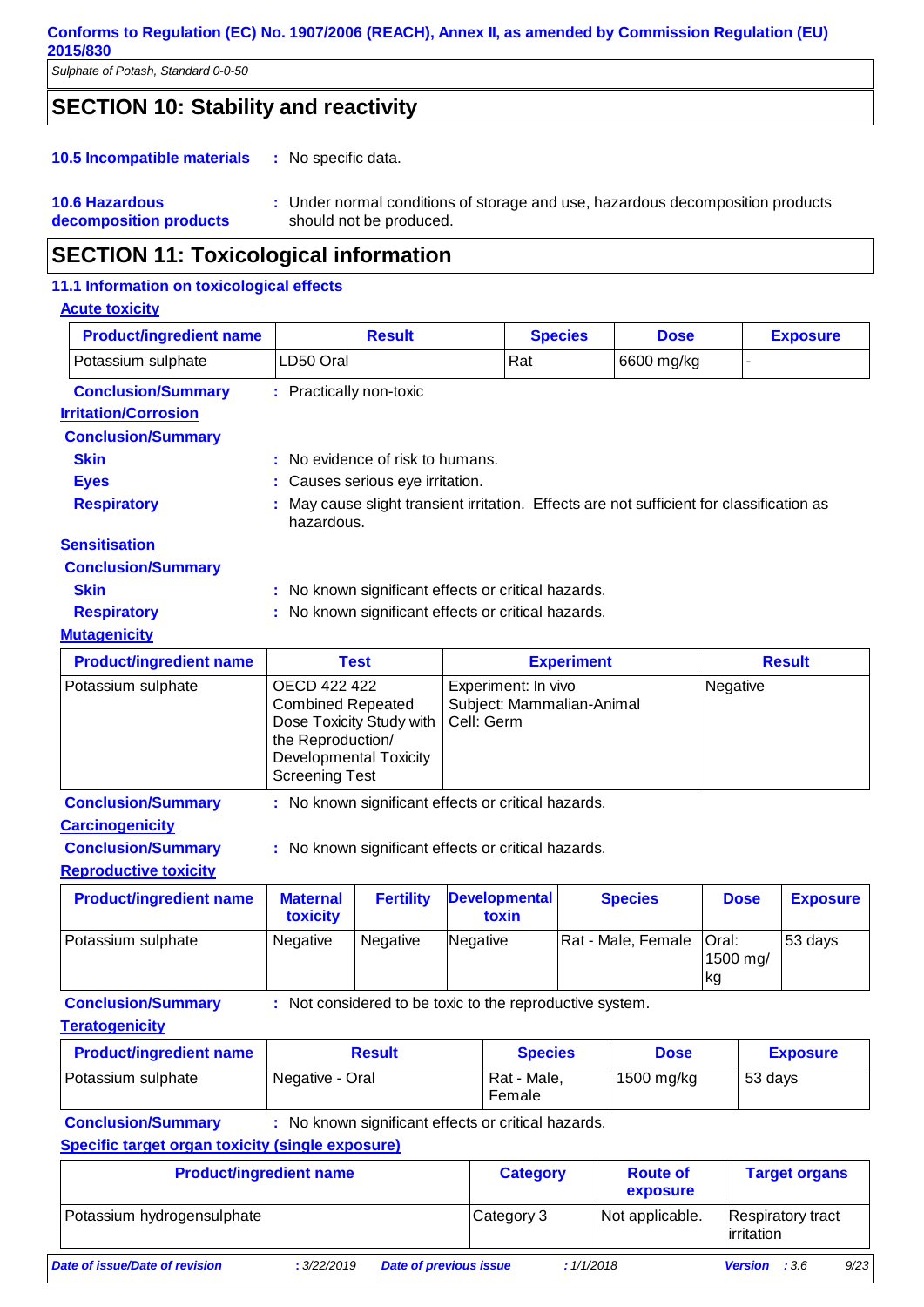## SECTION 10: Stability and reactivity

**10.5 Incompatible materials** : No specific data.

**10.6 Hazardous decomposition products** : Under normal conditions of storage and use, hazardous decomposition products should not be produced.

## SECTION 11: Toxicological information

### 11.1 Information on toxicological effects

**Acute toxicity**

| Product/ingredient name | Result | Species | Dose | Exposure |
|---|---|---|---|---|
| Potassium sulphate | LD50 Oral | Rat | 6600 mg/kg | - |

**Conclusion/Summary** : Practically non-toxic

**Irritation/Corrosion**

**Conclusion/Summary**

**Skin** : No evidence of risk to humans.

**Eyes** : Causes serious eye irritation.

**Respiratory** : May cause slight transient irritation. Effects are not sufficient for classification as hazardous.

**Sensitisation**

**Conclusion/Summary**

**Skin** : No known significant effects or critical hazards.

**Respiratory** : No known significant effects or critical hazards.

**Mutagenicity**

| Product/ingredient name | Test | Experiment | Result |
|---|---|---|---|
| Potassium sulphate | OECD 422 422 Combined Repeated Dose Toxicity Study with the Reproduction/ Developmental Toxicity Screening Test | Experiment: In vivo Subject: Mammalian-Animal Cell: Germ | Negative |

**Conclusion/Summary** : No known significant effects or critical hazards.

**Carcinogenicity**

**Conclusion/Summary** : No known significant effects or critical hazards.

**Reproductive toxicity**

| Product/ingredient name | Maternal toxicity | Fertility | Developmental toxin | Species | Dose | Exposure |
|---|---|---|---|---|---|---|
| Potassium sulphate | Negative | Negative | Negative | Rat - Male, Female | Oral: 1500 mg/kg | 53 days |

**Conclusion/Summary** : Not considered to be toxic to the reproductive system.

**Teratogenicity**

| Product/ingredient name | Result | Species | Dose | Exposure |
|---|---|---|---|---|
| Potassium sulphate | Negative - Oral | Rat - Male, Female | 1500 mg/kg | 53 days |

**Conclusion/Summary** : No known significant effects or critical hazards.

**Specific target organ toxicity (single exposure)**

| Product/ingredient name | Category | Route of exposure | Target organs |
|---|---|---|---|
| Potassium hydrogensulphate | Category 3 | Not applicable. | Respiratory tract irritation |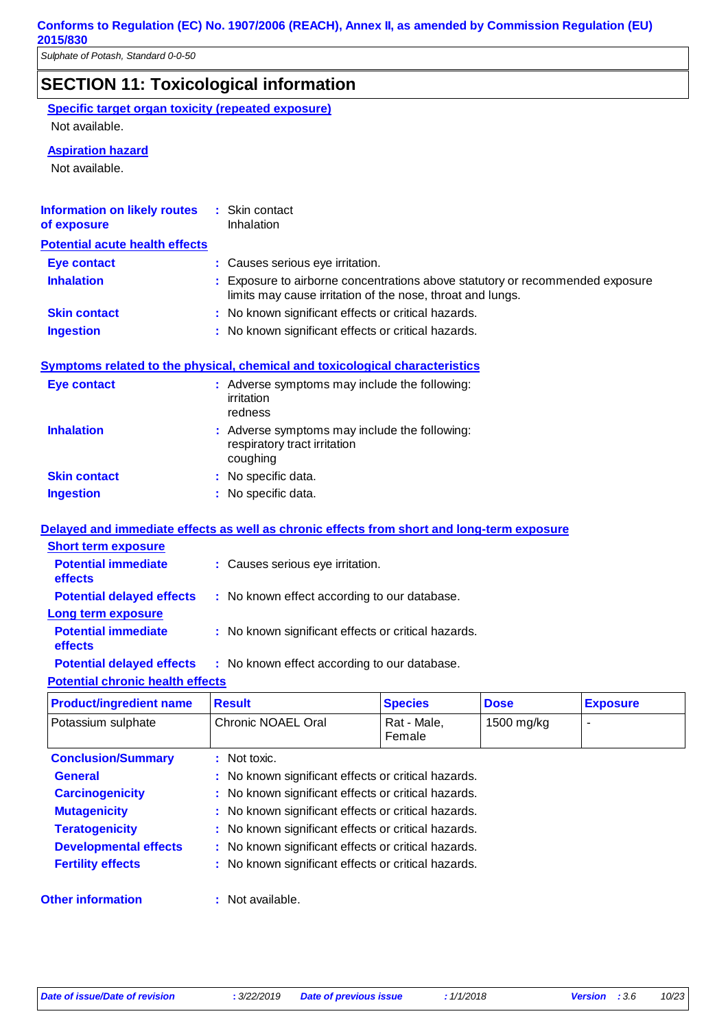## SECTION 11: Toxicological information

**Specific target organ toxicity (repeated exposure)**

Not available.

**Aspiration hazard**

Not available.

**Information on likely routes of exposure** : Skin contact
Inhalation

**Potential acute health effects**

**Eye contact** : Causes serious eye irritation.

**Inhalation** : Exposure to airborne concentrations above statutory or recommended exposure limits may cause irritation of the nose, throat and lungs.

**Skin contact** : No known significant effects or critical hazards.

**Ingestion** : No known significant effects or critical hazards.

**Symptoms related to the physical, chemical and toxicological characteristics**

**Eye contact** : Adverse symptoms may include the following:
irritation
redness

**Inhalation** : Adverse symptoms may include the following:
respiratory tract irritation
coughing

**Skin contact** : No specific data.

**Ingestion** : No specific data.

**Delayed and immediate effects as well as chronic effects from short and long-term exposure**

**Short term exposure**

**Potential immediate effects** : Causes serious eye irritation.

**Potential delayed effects** : No known effect according to our database.

**Long term exposure**

**Potential immediate effects** : No known significant effects or critical hazards.

**Potential delayed effects** : No known effect according to our database.

**Potential chronic health effects**

| Product/ingredient name | Result | Species | Dose | Exposure |
|---|---|---|---|---|
| Potassium sulphate | Chronic NOAEL Oral | Rat - Male, Female | 1500 mg/kg | - |

**Conclusion/Summary** : Not toxic.

**General** : No known significant effects or critical hazards.

**Carcinogenicity** : No known significant effects or critical hazards.

**Mutagenicity** : No known significant effects or critical hazards.

**Teratogenicity** : No known significant effects or critical hazards.

**Developmental effects** : No known significant effects or critical hazards.

**Fertility effects** : No known significant effects or critical hazards.

**Other information** : Not available.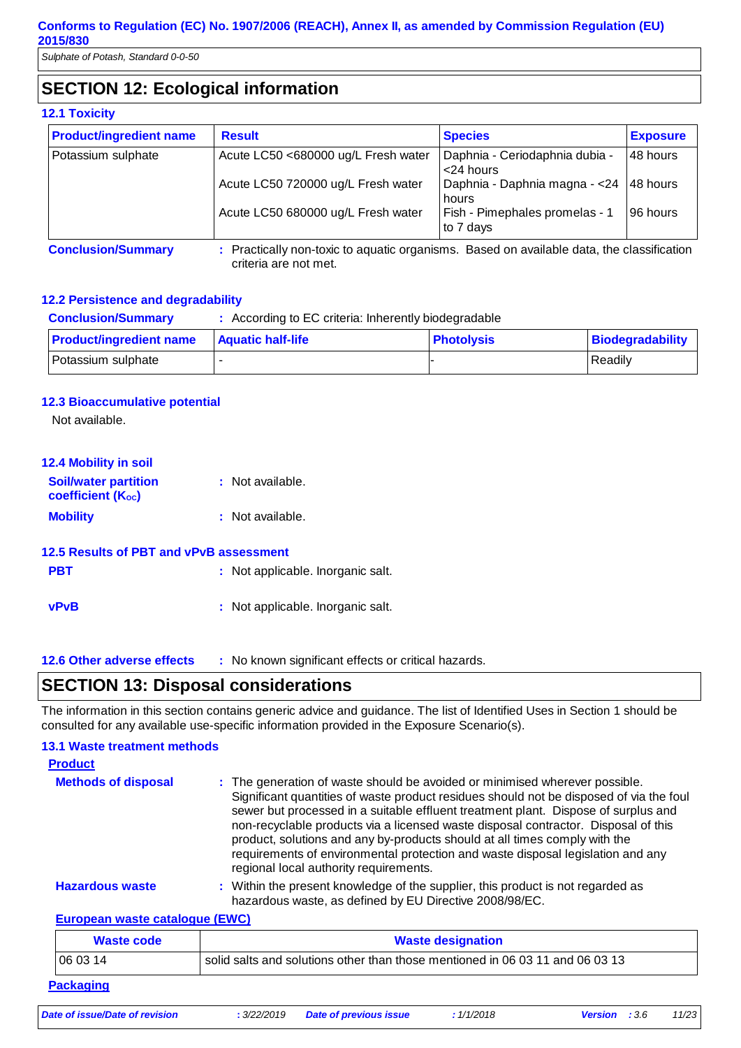**Conforms to Regulation (EC) No. 1907/2006 (REACH), Annex II, as amended by Commission Regulation (EU) 2015/830**

*Sulphate of Potash, Standard 0-0-50*

## SECTION 12: Ecological information

### 12.1 Toxicity

| Product/ingredient name | Result | Species | Exposure |
|---|---|---|---|
| Potassium sulphate | Acute LC50 <680000 ug/L Fresh water | Daphnia - Ceriodaphnia dubia - <24 hours | 48 hours |
| | Acute LC50 720000 ug/L Fresh water | Daphnia - Daphnia magna - <24 hours | 48 hours |
| | Acute LC50 680000 ug/L Fresh water | Fish - Pimephales promelas - 1 to 7 days | 96 hours |

**Conclusion/Summary** : Practically non-toxic to aquatic organisms. Based on available data, the classification criteria are not met.

### 12.2 Persistence and degradability

**Conclusion/Summary** : According to EC criteria: Inherently biodegradable

| Product/ingredient name | Aquatic half-life | Photolysis | Biodegradability |
|---|---|---|---|
| Potassium sulphate | - | - | Readily |

### 12.3 Bioaccumulative potential

Not available.

### 12.4 Mobility in soil

**Soil/water partition coefficient ($K_{OC}$)** : Not available.

**Mobility** : Not available.

### 12.5 Results of PBT and vPvB assessment

**PBT** : Not applicable. Inorganic salt.

**vPvB** : Not applicable. Inorganic salt.

### 12.6 Other adverse effects

: No known significant effects or critical hazards.

## SECTION 13: Disposal considerations

The information in this section contains generic advice and guidance. The list of Identified Uses in Section 1 should be consulted for any available use-specific information provided in the Exposure Scenario(s).

### 13.1 Waste treatment methods

**Product**

**Methods of disposal** : The generation of waste should be avoided or minimised wherever possible. Significant quantities of waste product residues should not be disposed of via the foul sewer but processed in a suitable effluent treatment plant. Dispose of surplus and non-recyclable products via a licensed waste disposal contractor. Disposal of this product, solutions and any by-products should at all times comply with the requirements of environmental protection and waste disposal legislation and any regional local authority requirements.

**Hazardous waste** : Within the present knowledge of the supplier, this product is not regarded as hazardous waste, as defined by EU Directive 2008/98/EC.

**European waste catalogue (EWC)**

| Waste code | Waste designation |
|---|---|
| 06 03 14 | solid salts and solutions other than those mentioned in 06 03 11 and 06 03 13 |

**Packaging**

*Date of issue/Date of revision : 3/22/2019 Date of previous issue : 1/1/2018 Version : 3.6*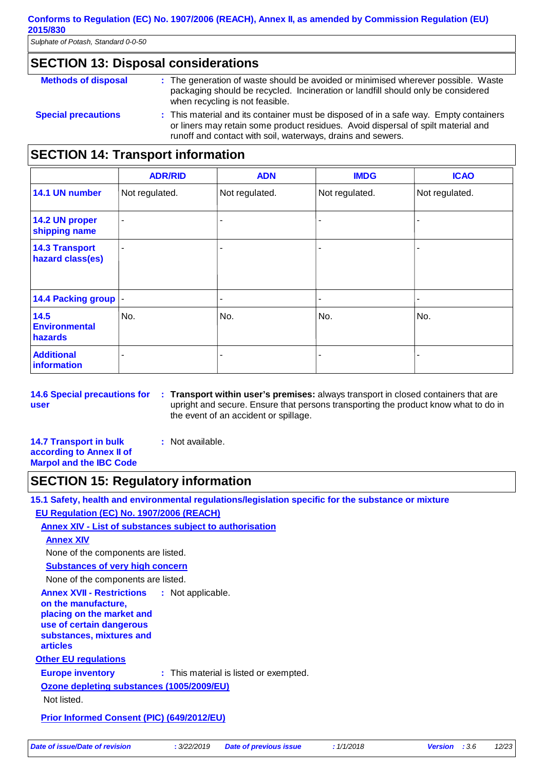## SECTION 13: Disposal considerations

**Methods of disposal** : The generation of waste should be avoided or minimised wherever possible. Waste packaging should be recycled. Incineration or landfill should only be considered when recycling is not feasible.

**Special precautions** : This material and its container must be disposed of in a safe way. Empty containers or liners may retain some product residues. Avoid dispersal of spilt material and runoff and contact with soil, waterways, drains and sewers.

## SECTION 14: Transport information

| | ADR/RID | ADN | IMDG | ICAO |
|---|---|---|---|---|
| **14.1 UN number** | Not regulated. | Not regulated. | Not regulated. | Not regulated. |
| **14.2 UN proper shipping name** | - | - | - | - |
| **14.3 Transport hazard class(es)** | - | - | - | - |
| **14.4 Packing group** | - | - | - | - |
| **14.5 Environmental hazards** | No. | No. | No. | No. |
| **Additional information** | - | - | - | - |

**14.6 Special precautions for user** : **Transport within user's premises:** always transport in closed containers that are upright and secure. Ensure that persons transporting the product know what to do in the event of an accident or spillage.

**14.7 Transport in bulk according to Annex II of Marpol and the IBC Code** : Not available.

## SECTION 15: Regulatory information

**15.1 Safety, health and environmental regulations/legislation specific for the substance or mixture**

**EU Regulation (EC) No. 1907/2006 (REACH)**

**Annex XIV - List of substances subject to authorisation**

**Annex XIV**

None of the components are listed.

**Substances of very high concern**

None of the components are listed.

**Annex XVII - Restrictions on the manufacture, placing on the market and use of certain dangerous substances, mixtures and articles** : Not applicable.

**Other EU regulations**

**Europe inventory** : This material is listed or exempted.

**Ozone depleting substances (1005/2009/EU)**

Not listed.

**Prior Informed Consent (PIC) (649/2012/EU)**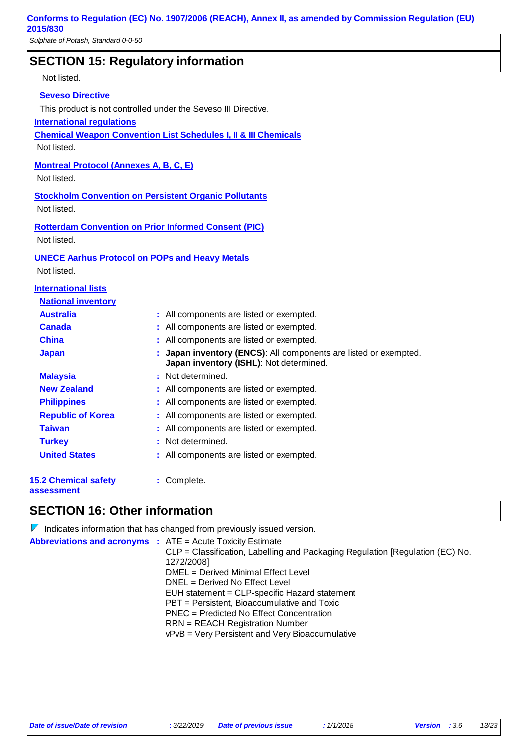## SECTION 15: Regulatory information

Not listed.

**Seveso Directive**

This product is not controlled under the Seveso III Directive.

**International regulations**

**Chemical Weapon Convention List Schedules I, II & III Chemicals**

Not listed.

**Montreal Protocol (Annexes A, B, C, E)**

Not listed.

**Stockholm Convention on Persistent Organic Pollutants**

Not listed.

**Rotterdam Convention on Prior Informed Consent (PIC)**

Not listed.

**UNECE Aarhus Protocol on POPs and Heavy Metals**

Not listed.

**International lists**

**National inventory**

| | |
|---|---|
| **Australia** | : All components are listed or exempted. |
| **Canada** | : All components are listed or exempted. |
| **China** | : All components are listed or exempted. |
| **Japan** | : **Japan inventory (ENCS)**: All components are listed or exempted. **Japan inventory (ISHL)**: Not determined. |
| **Malaysia** | : Not determined. |
| **New Zealand** | : All components are listed or exempted. |
| **Philippines** | : All components are listed or exempted. |
| **Republic of Korea** | : All components are listed or exempted. |
| **Taiwan** | : All components are listed or exempted. |
| **Turkey** | : Not determined. |
| **United States** | : All components are listed or exempted. |

**15.2 Chemical safety assessment** : Complete.

## SECTION 16: Other information

Indicates information that has changed from previously issued version.

**Abbreviations and acronyms** :
ATE = Acute Toxicity Estimate
CLP = Classification, Labelling and Packaging Regulation [Regulation (EC) No. 1272/2008]
DMEL = Derived Minimal Effect Level
DNEL = Derived No Effect Level
EUH statement = CLP-specific Hazard statement
PBT = Persistent, Bioaccumulative and Toxic
PNEC = Predicted No Effect Concentration
RRN = REACH Registration Number
vPvB = Very Persistent and Very Bioaccumulative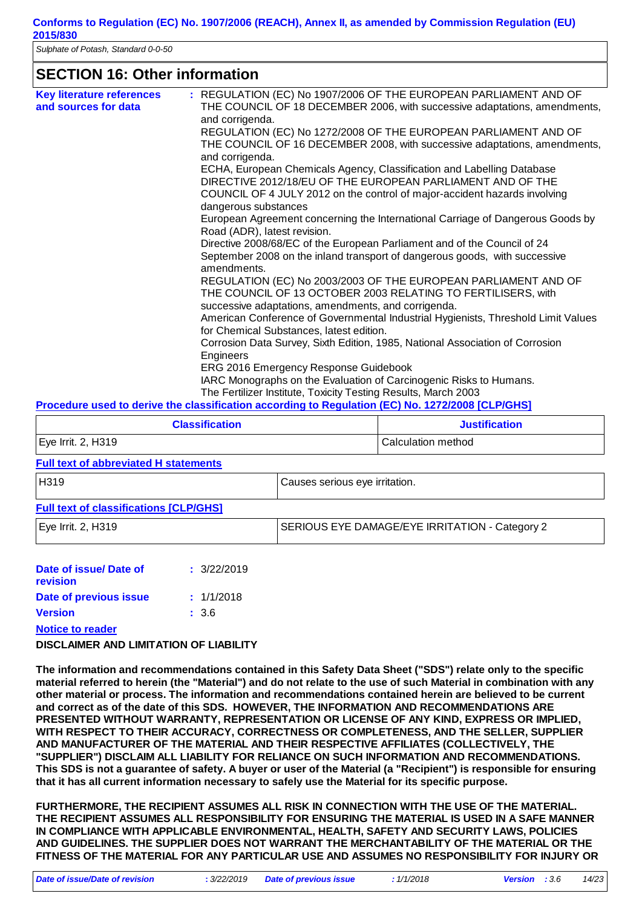## SECTION 16: Other information

**Key literature references and sources for data** : REGULATION (EC) No 1907/2006 OF THE EUROPEAN PARLIAMENT AND OF THE COUNCIL OF 18 DECEMBER 2006, with successive adaptations, amendments, and corrigenda.
REGULATION (EC) No 1272/2008 OF THE EUROPEAN PARLIAMENT AND OF THE COUNCIL OF 16 DECEMBER 2008, with successive adaptations, amendments, and corrigenda.
ECHA, European Chemicals Agency, Classification and Labelling Database
DIRECTIVE 2012/18/EU OF THE EUROPEAN PARLIAMENT AND OF THE COUNCIL OF 4 JULY 2012 on the control of major-accident hazards involving dangerous substances
European Agreement concerning the International Carriage of Dangerous Goods by Road (ADR), latest revision.
Directive 2008/68/EC of the European Parliament and of the Council of 24 September 2008 on the inland transport of dangerous goods, with successive amendments.
REGULATION (EC) No 2003/2003 OF THE EUROPEAN PARLIAMENT AND OF THE COUNCIL OF 13 OCTOBER 2003 RELATING TO FERTILISERS, with successive adaptations, amendments, and corrigenda.
American Conference of Governmental Industrial Hygienists, Threshold Limit Values for Chemical Substances, latest edition.
Corrosion Data Survey, Sixth Edition, 1985, National Association of Corrosion Engineers
ERG 2016 Emergency Response Guidebook
IARC Monographs on the Evaluation of Carcinogenic Risks to Humans.
The Fertilizer Institute, Toxicity Testing Results, March 2003

**Procedure used to derive the classification according to Regulation (EC) No. 1272/2008 [CLP/GHS]**

| Classification | Justification |
|---|---|
| Eye Irrit. 2, H319 | Calculation method |

**Full text of abbreviated H statements**

| | |
|---|---|
| H319 | Causes serious eye irritation. |

**Full text of classifications [CLP/GHS]**

| | |
|---|---|
| Eye Irrit. 2, H319 | SERIOUS EYE DAMAGE/EYE IRRITATION - Category 2 |

**Date of issue/ Date of revision** : 3/22/2019

**Date of previous issue** : 1/1/2018

**Version** : 3.6

**Notice to reader**

**DISCLAIMER AND LIMITATION OF LIABILITY**

**The information and recommendations contained in this Safety Data Sheet ("SDS") relate only to the specific material referred to herein (the "Material") and do not relate to the use of such Material in combination with any other material or process. The information and recommendations contained herein are believed to be current and correct as of the date of this SDS. HOWEVER, THE INFORMATION AND RECOMMENDATIONS ARE PRESENTED WITHOUT WARRANTY, REPRESENTATION OR LICENSE OF ANY KIND, EXPRESS OR IMPLIED, WITH RESPECT TO THEIR ACCURACY, CORRECTNESS OR COMPLETENESS, AND THE SELLER, SUPPLIER AND MANUFACTURER OF THE MATERIAL AND THEIR RESPECTIVE AFFILIATES (COLLECTIVELY, THE "SUPPLIER") DISCLAIM ALL LIABILITY FOR RELIANCE ON SUCH INFORMATION AND RECOMMENDATIONS. This SDS is not a guarantee of safety. A buyer or user of the Material (a "Recipient") is responsible for ensuring that it has all current information necessary to safely use the Material for its specific purpose.**

**FURTHERMORE, THE RECIPIENT ASSUMES ALL RISK IN CONNECTION WITH THE USE OF THE MATERIAL. THE RECIPIENT ASSUMES ALL RESPONSIBILITY FOR ENSURING THE MATERIAL IS USED IN A SAFE MANNER IN COMPLIANCE WITH APPLICABLE ENVIRONMENTAL, HEALTH, SAFETY AND SECURITY LAWS, POLICIES AND GUIDELINES. THE SUPPLIER DOES NOT WARRANT THE MERCHANTABILITY OF THE MATERIAL OR THE FITNESS OF THE MATERIAL FOR ANY PARTICULAR USE AND ASSUMES NO RESPONSIBILITY FOR INJURY OR**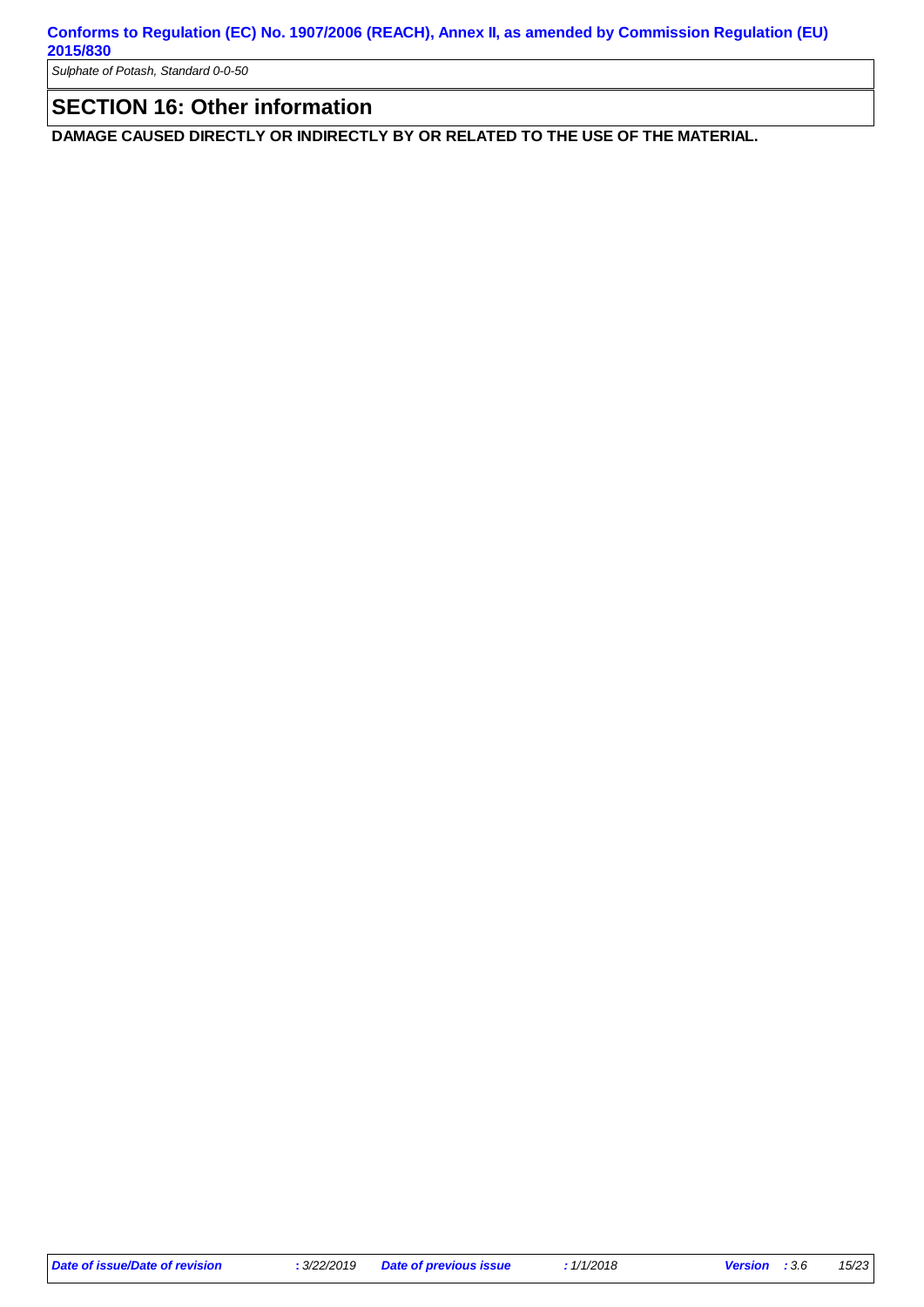## SECTION 16: Other information

**DAMAGE CAUSED DIRECTLY OR INDIRECTLY BY OR RELATED TO THE USE OF THE MATERIAL.**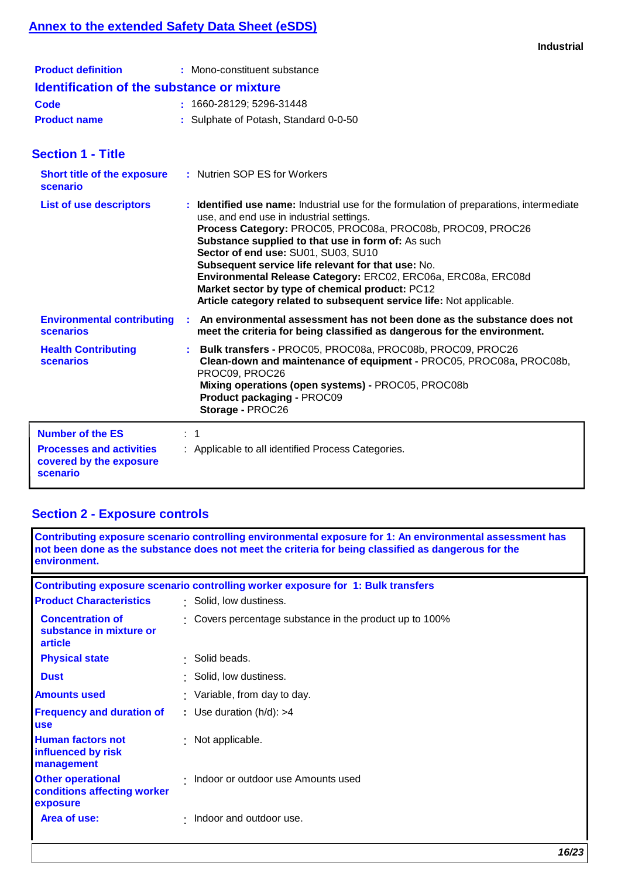## Annex to the extended Safety Data Sheet (eSDS)

**Industrial**

| | |
|---|---|
| **Product definition** | : Mono-constituent substance |

### Identification of the substance or mixture

| | |
|---|---|
| **Code** | : 1660-28129; 5296-31448 |
| **Product name** | : Sulphate of Potash, Standard 0-0-50 |

## Section 1 - Title

| | |
|---|---|
| **Short title of the exposure scenario** | : Nutrien SOP ES for Workers |
| **List of use descriptors** | : **Identified use name:** Industrial use for the formulation of preparations, intermediate use, and end use in industrial settings.<br>**Process Category:** PROC05, PROC08a, PROC08b, PROC09, PROC26<br>**Substance supplied to that use in form of:** As such<br>**Sector of end use:** SU01, SU03, SU10<br>**Subsequent service life relevant for that use:** No.<br>**Environmental Release Category:** ERC02, ERC06a, ERC08a, ERC08d<br>**Market sector by type of chemical product:** PC12<br>**Article category related to subsequent service life:** Not applicable. |
| **Environmental contributing scenarios** | : **An environmental assessment has not been done as the substance does not meet the criteria for being classified as dangerous for the environment.** |
| **Health Contributing scenarios** | : **Bulk transfers -** PROC05, PROC08a, PROC08b, PROC09, PROC26<br>**Clean-down and maintenance of equipment -** PROC05, PROC08a, PROC08b, PROC09, PROC26<br>**Mixing operations (open systems) -** PROC05, PROC08b<br>**Product packaging -** PROC09<br>**Storage -** PROC26 |

| | |
|---|---|
| **Number of the ES** | : 1 |
| **Processes and activities covered by the exposure scenario** | : Applicable to all identified Process Categories. |

## Section 2 - Exposure controls

**Contributing exposure scenario controlling environmental exposure for 1: An environmental assessment has not been done as the substance does not meet the criteria for being classified as dangerous for the environment.**

**Contributing exposure scenario controlling worker exposure for 1: Bulk transfers**

| | |
|---|---|
| **Product Characteristics** | : Solid, low dustiness. |
| **Concentration of substance in mixture or article** | : Covers percentage substance in the product up to 100% |
| **Physical state** | : Solid beads. |
| **Dust** | : Solid, low dustiness. |
| **Amounts used** | : Variable, from day to day. |
| **Frequency and duration of use** | : Use duration (h/d): >4 |
| **Human factors not influenced by risk management** | : Not applicable. |
| **Other operational conditions affecting worker exposure** | : Indoor or outdoor use Amounts used |
| **Area of use:** | : Indoor and outdoor use. |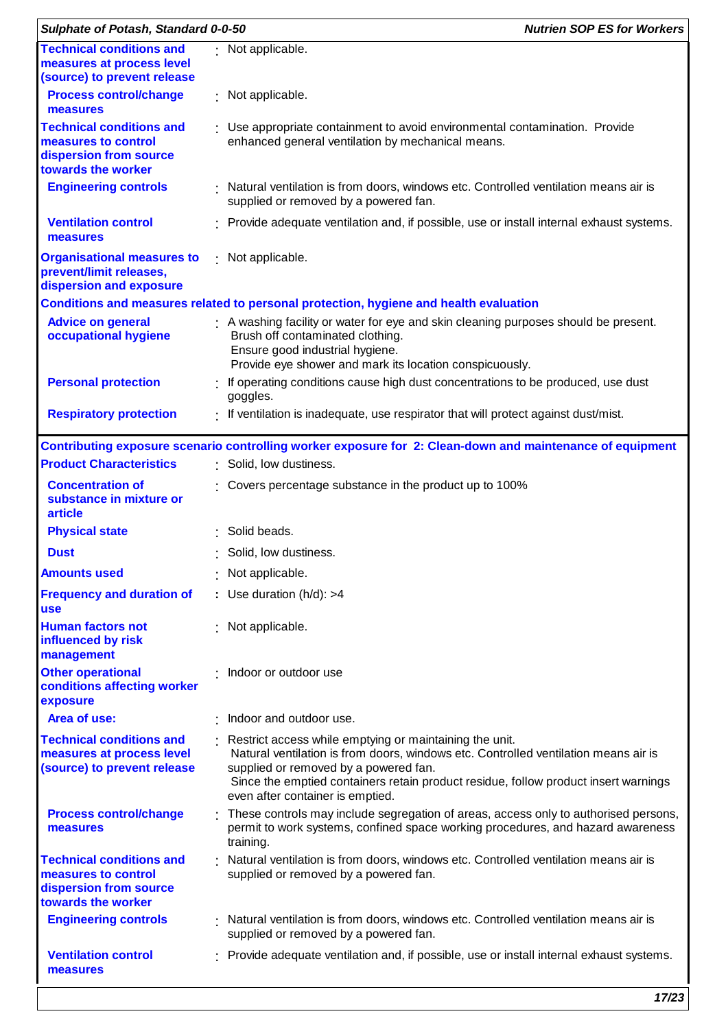| | |
|---|---|
| **Technical conditions and measures at process level (source) to prevent release** | : Not applicable. |
| **Process control/change measures** | : Not applicable. |
| **Technical conditions and measures to control dispersion from source towards the worker** | : Use appropriate containment to avoid environmental contamination. Provide enhanced general ventilation by mechanical means. |
| **Engineering controls** | : Natural ventilation is from doors, windows etc. Controlled ventilation means air is supplied or removed by a powered fan. |
| **Ventilation control measures** | : Provide adequate ventilation and, if possible, use or install internal exhaust systems. |
| **Organisational measures to prevent/limit releases, dispersion and exposure** | : Not applicable. |

**Conditions and measures related to personal protection, hygiene and health evaluation**

| | |
|---|---|
| **Advice on general occupational hygiene** | : A washing facility or water for eye and skin cleaning purposes should be present. Brush off contaminated clothing. Ensure good industrial hygiene. Provide eye shower and mark its location conspicuously. |
| **Personal protection** | : If operating conditions cause high dust concentrations to be produced, use dust goggles. |
| **Respiratory protection** | : If ventilation is inadequate, use respirator that will protect against dust/mist. |

**Contributing exposure scenario controlling worker exposure for 2: Clean-down and maintenance of equipment**

| | |
|---|---|
| **Product Characteristics** | : Solid, low dustiness. |
| **Concentration of substance in mixture or article** | : Covers percentage substance in the product up to 100% |
| **Physical state** | : Solid beads. |
| **Dust** | : Solid, low dustiness. |
| **Amounts used** | : Not applicable. |
| **Frequency and duration of use** | : Use duration (h/d): >4 |
| **Human factors not influenced by risk management** | : Not applicable. |
| **Other operational conditions affecting worker exposure** | : Indoor or outdoor use |
| **Area of use:** | : Indoor and outdoor use. |
| **Technical conditions and measures at process level (source) to prevent release** | : Restrict access while emptying or maintaining the unit. Natural ventilation is from doors, windows etc. Controlled ventilation means air is supplied or removed by a powered fan. Since the emptied containers retain product residue, follow product insert warnings even after container is emptied. |
| **Process control/change measures** | : These controls may include segregation of areas, access only to authorised persons, permit to work systems, confined space working procedures, and hazard awareness training. |
| **Technical conditions and measures to control dispersion from source towards the worker** | : Natural ventilation is from doors, windows etc. Controlled ventilation means air is supplied or removed by a powered fan. |
| **Engineering controls** | : Natural ventilation is from doors, windows etc. Controlled ventilation means air is supplied or removed by a powered fan. |
| **Ventilation control measures** | : Provide adequate ventilation and, if possible, use or install internal exhaust systems. |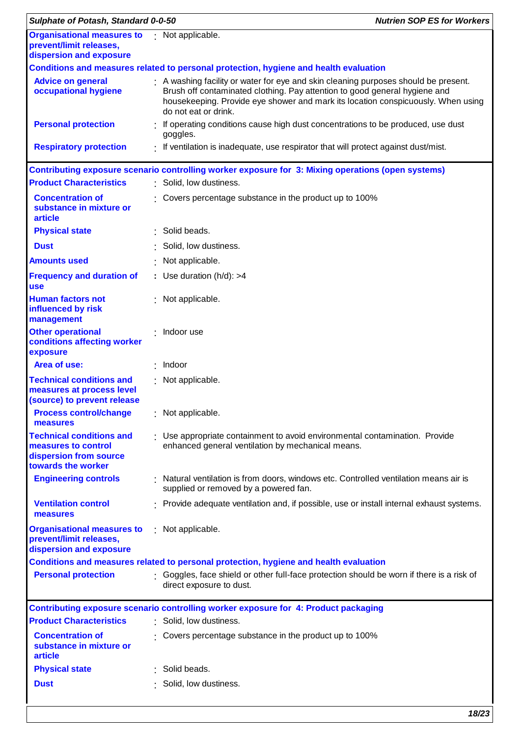| | |
|---|---|
| **Organisational measures to prevent/limit releases, dispersion and exposure** | : Not applicable. |

**Conditions and measures related to personal protection, hygiene and health evaluation**

| | |
|---|---|
| **Advice on general occupational hygiene** | : A washing facility or water for eye and skin cleaning purposes should be present. Brush off contaminated clothing. Pay attention to good general hygiene and housekeeping. Provide eye shower and mark its location conspicuously. When using do not eat or drink. |
| **Personal protection** | : If operating conditions cause high dust concentrations to be produced, use dust goggles. |
| **Respiratory protection** | : If ventilation is inadequate, use respirator that will protect against dust/mist. |

**Contributing exposure scenario controlling worker exposure for 3: Mixing operations (open systems)**

| | |
|---|---|
| **Product Characteristics** | : Solid, low dustiness. |
| **Concentration of substance in mixture or article** | : Covers percentage substance in the product up to 100% |
| **Physical state** | : Solid beads. |
| **Dust** | : Solid, low dustiness. |
| **Amounts used** | : Not applicable. |
| **Frequency and duration of use** | : Use duration (h/d): >4 |
| **Human factors not influenced by risk management** | : Not applicable. |
| **Other operational conditions affecting worker exposure** | : Indoor use |
| **Area of use:** | : Indoor |
| **Technical conditions and measures at process level (source) to prevent release** | : Not applicable. |
| **Process control/change measures** | : Not applicable. |
| **Technical conditions and measures to control dispersion from source towards the worker** | : Use appropriate containment to avoid environmental contamination. Provide enhanced general ventilation by mechanical means. |
| **Engineering controls** | : Natural ventilation is from doors, windows etc. Controlled ventilation means air is supplied or removed by a powered fan. |
| **Ventilation control measures** | : Provide adequate ventilation and, if possible, use or install internal exhaust systems. |
| **Organisational measures to prevent/limit releases, dispersion and exposure** | : Not applicable. |

**Conditions and measures related to personal protection, hygiene and health evaluation**

| | |
|---|---|
| **Personal protection** | : Goggles, face shield or other full-face protection should be worn if there is a risk of direct exposure to dust. |

**Contributing exposure scenario controlling worker exposure for 4: Product packaging**

| | |
|---|---|
| **Product Characteristics** | : Solid, low dustiness. |
| **Concentration of substance in mixture or article** | : Covers percentage substance in the product up to 100% |
| **Physical state** | : Solid beads. |
| **Dust** | : Solid, low dustiness. |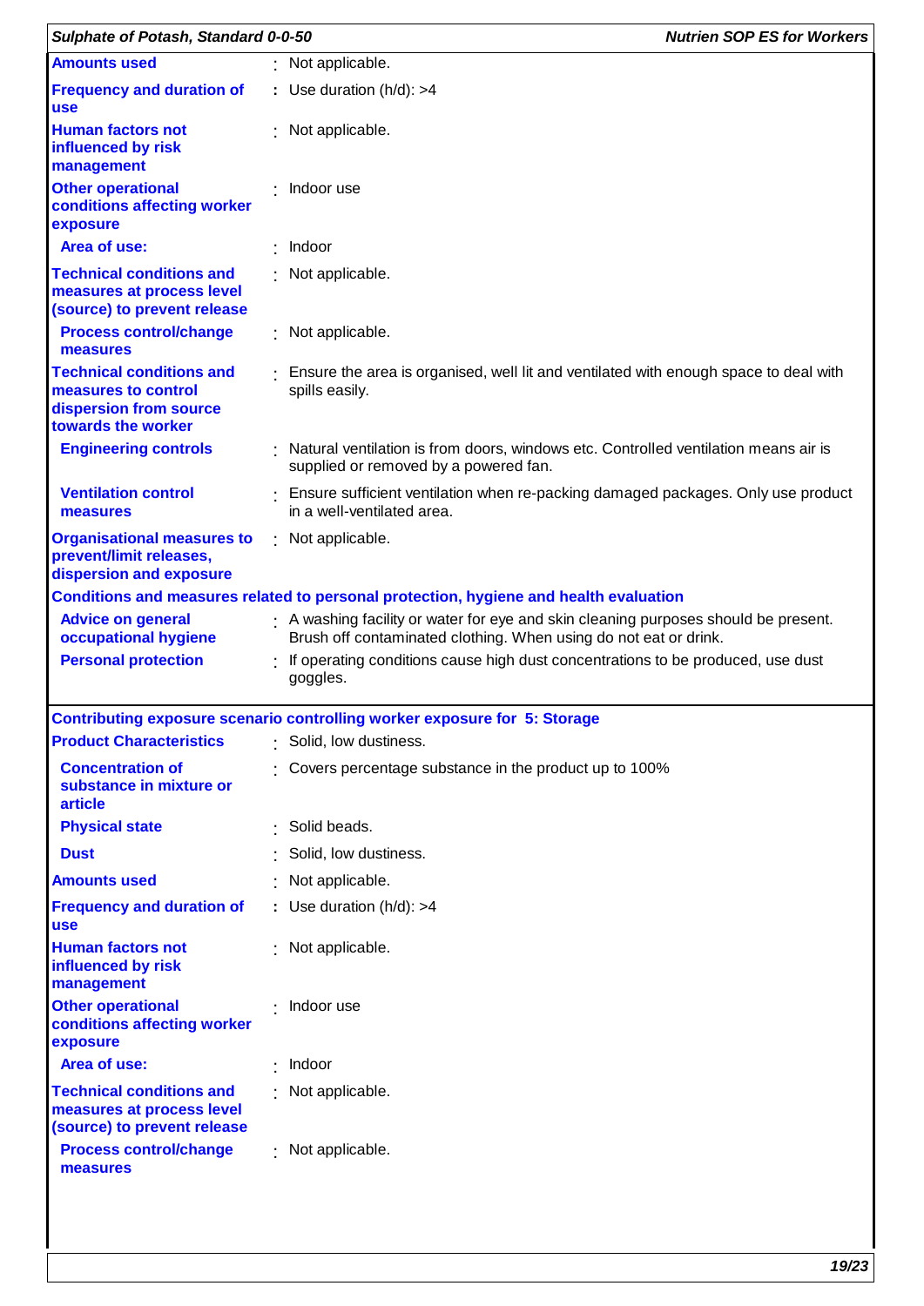| | |
|---|---|
| **Amounts used** | Not applicable. |
| **Frequency and duration of use** | Use duration (h/d): >4 |
| **Human factors not influenced by risk management** | Not applicable. |
| **Other operational conditions affecting worker exposure** | Indoor use |
| **Area of use:** | Indoor |
| **Technical conditions and measures at process level (source) to prevent release** | Not applicable. |
| **Process control/change measures** | Not applicable. |
| **Technical conditions and measures to control dispersion from source towards the worker** | Ensure the area is organised, well lit and ventilated with enough space to deal with spills easily. |
| **Engineering controls** | Natural ventilation is from doors, windows etc. Controlled ventilation means air is supplied or removed by a powered fan. |
| **Ventilation control measures** | Ensure sufficient ventilation when re-packing damaged packages. Only use product in a well-ventilated area. |
| **Organisational measures to prevent/limit releases, dispersion and exposure** | Not applicable. |

**Conditions and measures related to personal protection, hygiene and health evaluation**

| | |
|---|---|
| **Advice on general occupational hygiene** | A washing facility or water for eye and skin cleaning purposes should be present. Brush off contaminated clothing. When using do not eat or drink. |
| **Personal protection** | If operating conditions cause high dust concentrations to be produced, use dust goggles. |

**Contributing exposure scenario controlling worker exposure for 5: Storage**

| | |
|---|---|
| **Product Characteristics** | Solid, low dustiness. |
| **Concentration of substance in mixture or article** | Covers percentage substance in the product up to 100% |
| **Physical state** | Solid beads. |
| **Dust** | Solid, low dustiness. |
| **Amounts used** | Not applicable. |
| **Frequency and duration of use** | Use duration (h/d): >4 |
| **Human factors not influenced by risk management** | Not applicable. |
| **Other operational conditions affecting worker exposure** | Indoor use |
| **Area of use:** | Indoor |
| **Technical conditions and measures at process level (source) to prevent release** | Not applicable. |
| **Process control/change measures** | Not applicable. |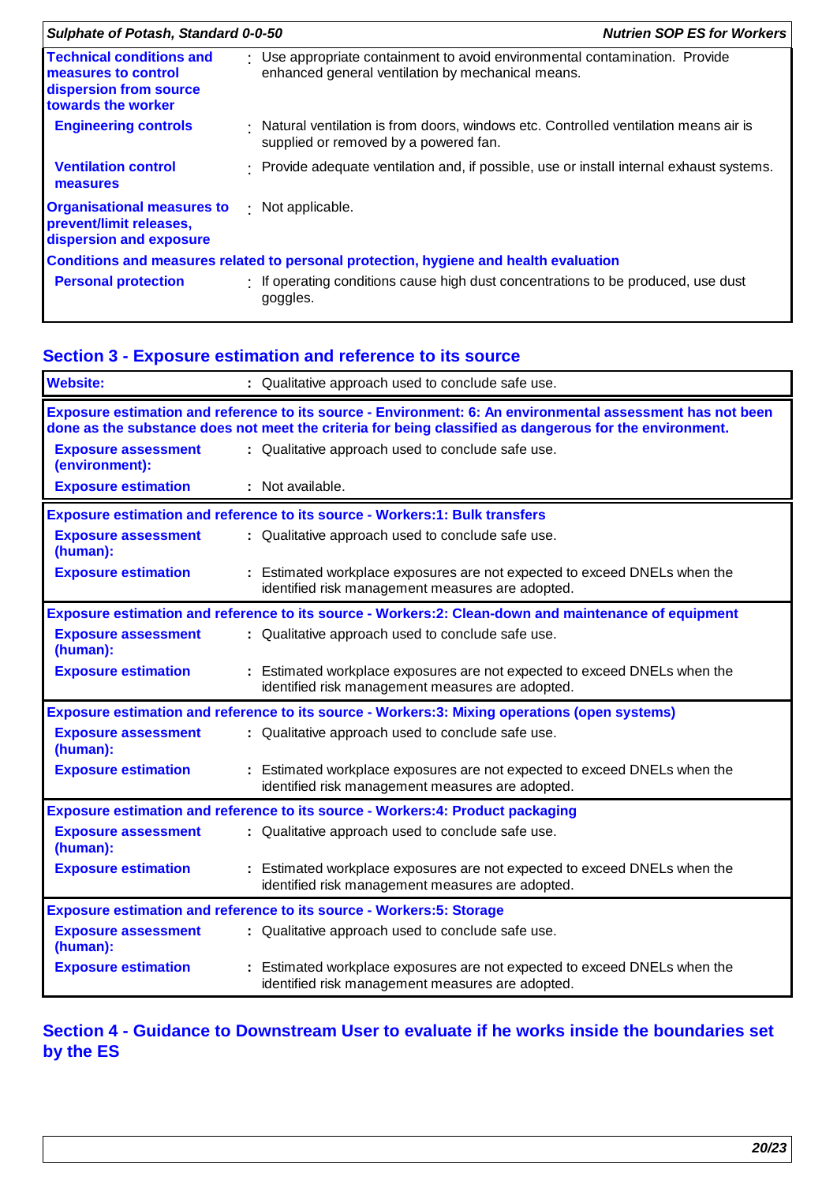| | |
|---|---|
| **Technical conditions and measures to control dispersion from source towards the worker** | : Use appropriate containment to avoid environmental contamination. Provide enhanced general ventilation by mechanical means. |
| **Engineering controls** | : Natural ventilation is from doors, windows etc. Controlled ventilation means air is supplied or removed by a powered fan. |
| **Ventilation control measures** | : Provide adequate ventilation and, if possible, use or install internal exhaust systems. |
| **Organisational measures to prevent/limit releases, dispersion and exposure** | : Not applicable. |
| **Conditions and measures related to personal protection, hygiene and health evaluation** | |
| **Personal protection** | : If operating conditions cause high dust concentrations to be produced, use dust goggles. |

## Section 3 - Exposure estimation and reference to its source

| | |
|---|---|
| **Website:** | : Qualitative approach used to conclude safe use. |

**Exposure estimation and reference to its source - Environment: 6: An environmental assessment has not been done as the substance does not meet the criteria for being classified as dangerous for the environment.**

| | |
|---|---|
| **Exposure assessment (environment):** | : Qualitative approach used to conclude safe use. |
| **Exposure estimation** | : Not available. |

**Exposure estimation and reference to its source - Workers:1: Bulk transfers**

| | |
|---|---|
| **Exposure assessment (human):** | : Qualitative approach used to conclude safe use. |
| **Exposure estimation** | : Estimated workplace exposures are not expected to exceed DNELs when the identified risk management measures are adopted. |

**Exposure estimation and reference to its source - Workers:2: Clean-down and maintenance of equipment**

| | |
|---|---|
| **Exposure assessment (human):** | : Qualitative approach used to conclude safe use. |
| **Exposure estimation** | : Estimated workplace exposures are not expected to exceed DNELs when the identified risk management measures are adopted. |

**Exposure estimation and reference to its source - Workers:3: Mixing operations (open systems)**

| | |
|---|---|
| **Exposure assessment (human):** | : Qualitative approach used to conclude safe use. |
| **Exposure estimation** | : Estimated workplace exposures are not expected to exceed DNELs when the identified risk management measures are adopted. |

**Exposure estimation and reference to its source - Workers:4: Product packaging**

| | |
|---|---|
| **Exposure assessment (human):** | : Qualitative approach used to conclude safe use. |
| **Exposure estimation** | : Estimated workplace exposures are not expected to exceed DNELs when the identified risk management measures are adopted. |

**Exposure estimation and reference to its source - Workers:5: Storage**

| | |
|---|---|
| **Exposure assessment (human):** | : Qualitative approach used to conclude safe use. |
| **Exposure estimation** | : Estimated workplace exposures are not expected to exceed DNELs when the identified risk management measures are adopted. |

## Section 4 - Guidance to Downstream User to evaluate if he works inside the boundaries set by the ES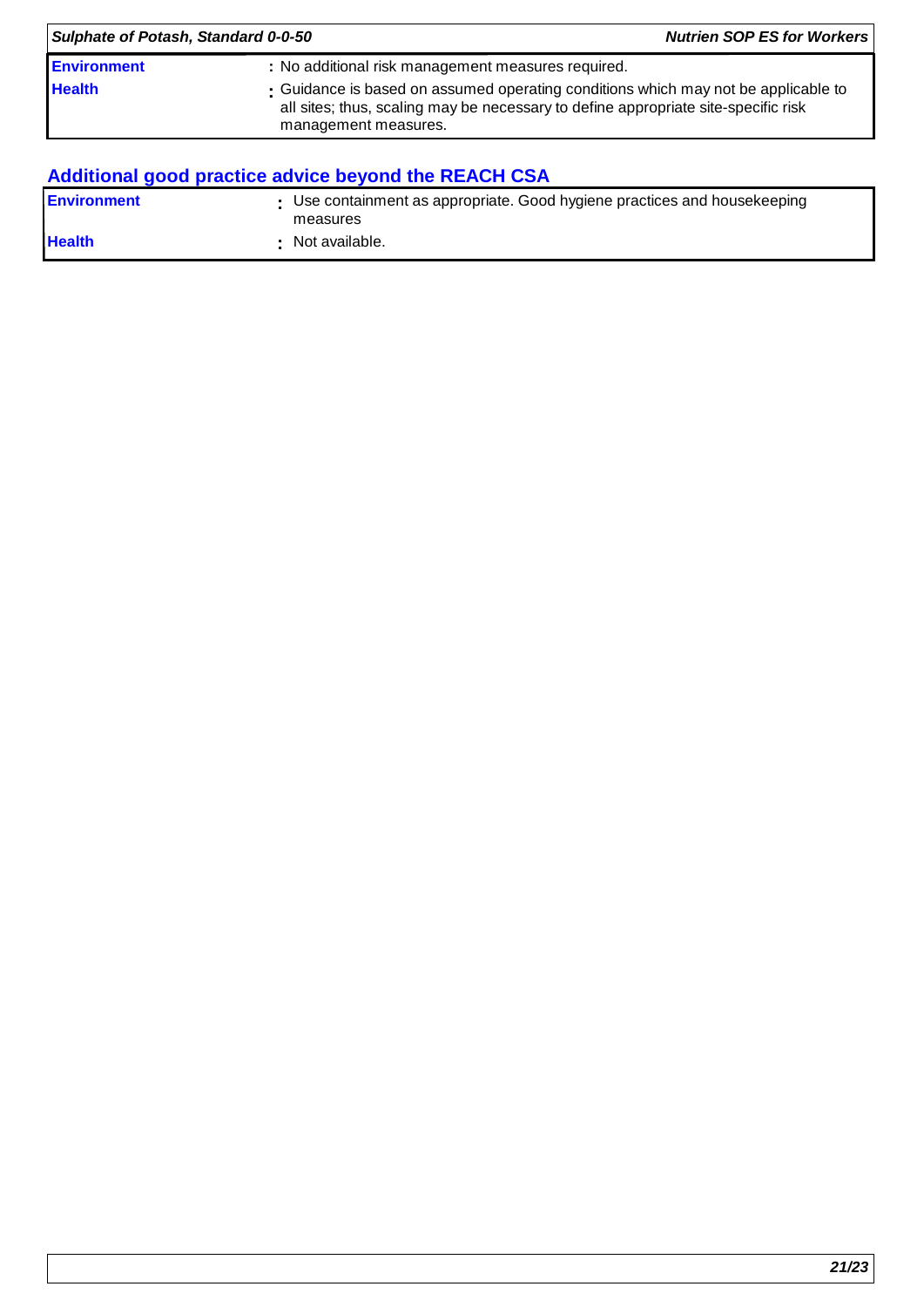| | |
|---|---|
| **Environment** | : No additional risk management measures required. |
| **Health** | : Guidance is based on assumed operating conditions which may not be applicable to all sites; thus, scaling may be necessary to define appropriate site-specific risk management measures. |

## Additional good practice advice beyond the REACH CSA

| | |
|---|---|
| **Environment** | : Use containment as appropriate. Good hygiene practices and housekeeping measures |
| **Health** | : Not available. |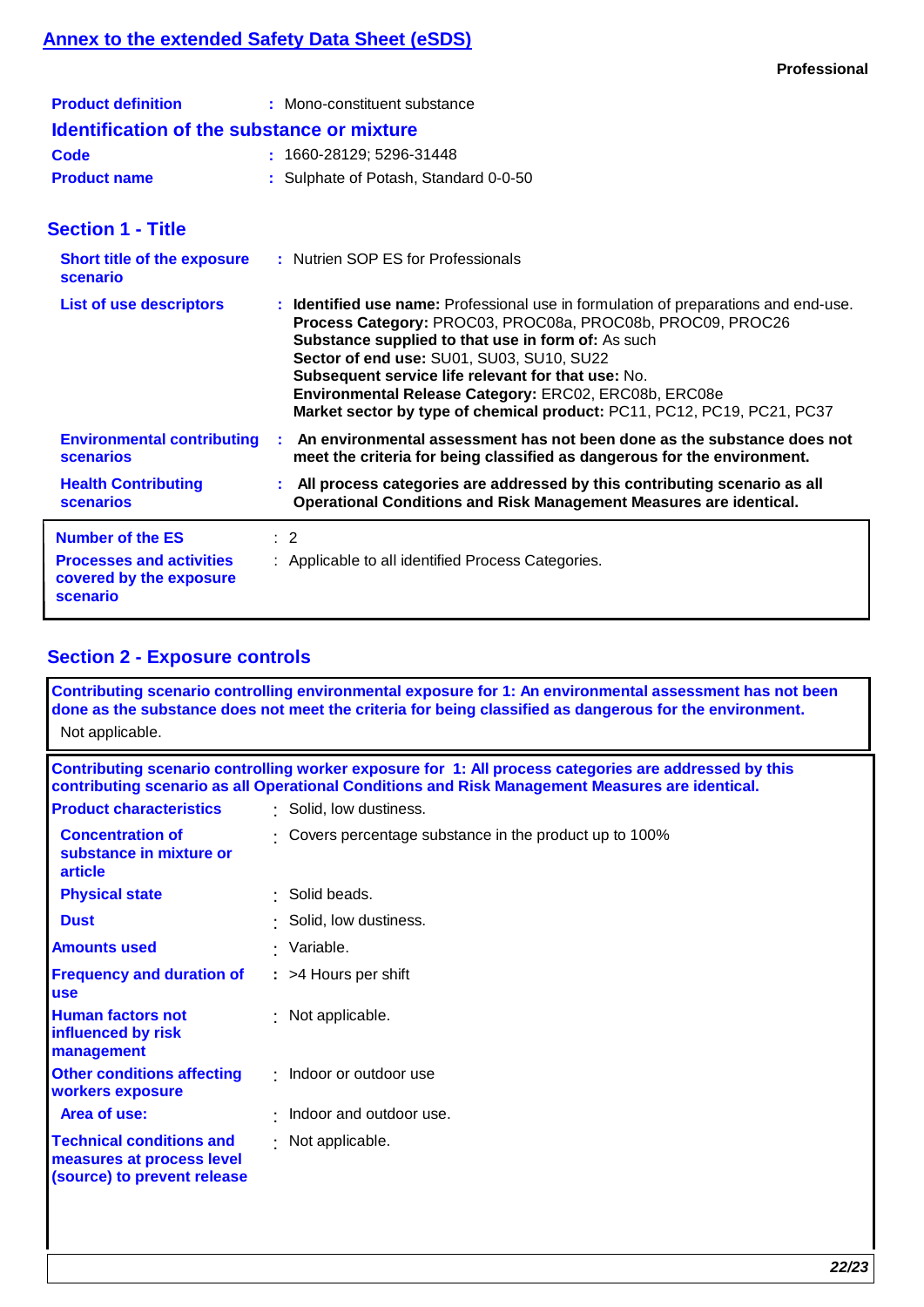# Annex to the extended Safety Data Sheet (eSDS)

**Professional**

| | |
|---|---|
| **Product definition** | : Mono-constituent substance |

## Identification of the substance or mixture

| | |
|---|---|
| **Code** | : 1660-28129; 5296-31448 |
| **Product name** | : Sulphate of Potash, Standard 0-0-50 |

## Section 1 - Title

| | |
|---|---|
| **Short title of the exposure scenario** | : Nutrien SOP ES for Professionals |
| **List of use descriptors** | : **Identified use name:** Professional use in formulation of preparations and end-use.<br>**Process Category:** PROC03, PROC08a, PROC08b, PROC09, PROC26<br>**Substance supplied to that use in form of:** As such<br>**Sector of end use:** SU01, SU03, SU10, SU22<br>**Subsequent service life relevant for that use:** No.<br>**Environmental Release Category:** ERC02, ERC08b, ERC08e<br>**Market sector by type of chemical product:** PC11, PC12, PC19, PC21, PC37 |
| **Environmental contributing scenarios** | : **An environmental assessment has not been done as the substance does not meet the criteria for being classified as dangerous for the environment.** |
| **Health Contributing scenarios** | : **All process categories are addressed by this contributing scenario as all Operational Conditions and Risk Management Measures are identical.** |

| | |
|---|---|
| **Number of the ES** | : 2 |
| **Processes and activities covered by the exposure scenario** | : Applicable to all identified Process Categories. |

## Section 2 - Exposure controls

**Contributing scenario controlling environmental exposure for 1: An environmental assessment has not been done as the substance does not meet the criteria for being classified as dangerous for the environment.**

Not applicable.

**Contributing scenario controlling worker exposure for 1: All process categories are addressed by this contributing scenario as all Operational Conditions and Risk Management Measures are identical.**

| | |
|---|---|
| **Product characteristics** | : Solid, low dustiness. |
| **Concentration of substance in mixture or article** | : Covers percentage substance in the product up to 100% |
| **Physical state** | : Solid beads. |
| **Dust** | : Solid, low dustiness. |
| **Amounts used** | : Variable. |
| **Frequency and duration of use** | : >4 Hours per shift |
| **Human factors not influenced by risk management** | : Not applicable. |
| **Other conditions affecting workers exposure** | : Indoor or outdoor use |
| **Area of use:** | : Indoor and outdoor use. |
| **Technical conditions and measures at process level (source) to prevent release** | : Not applicable. |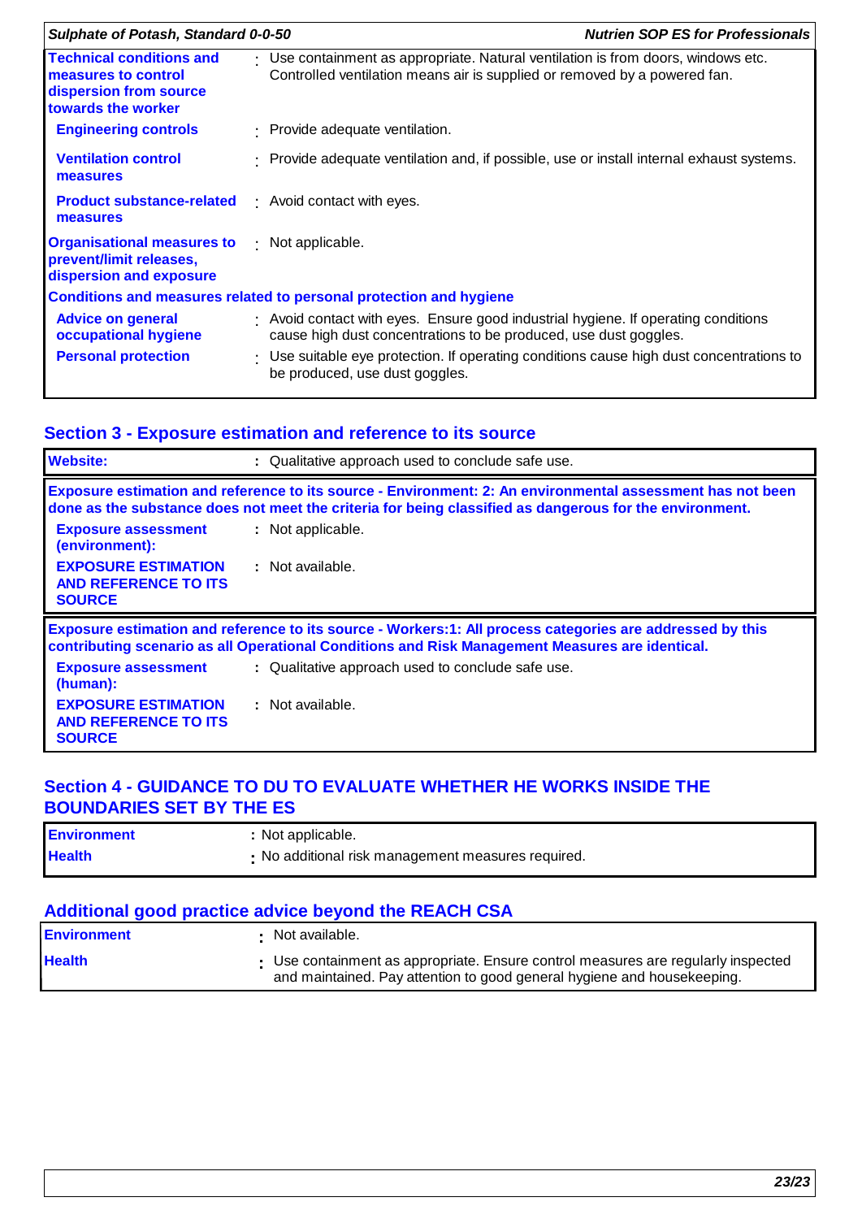| | |
|---|---|
| **Technical conditions and measures to control dispersion from source towards the worker** | : Use containment as appropriate. Natural ventilation is from doors, windows etc. Controlled ventilation means air is supplied or removed by a powered fan. |
| **Engineering controls** | : Provide adequate ventilation. |
| **Ventilation control measures** | : Provide adequate ventilation and, if possible, use or install internal exhaust systems. |
| **Product substance-related measures** | : Avoid contact with eyes. |
| **Organisational measures to prevent/limit releases, dispersion and exposure** | : Not applicable. |
| **Conditions and measures related to personal protection and hygiene** | |
| **Advice on general occupational hygiene** | : Avoid contact with eyes. Ensure good industrial hygiene. If operating conditions cause high dust concentrations to be produced, use dust goggles. |
| **Personal protection** | : Use suitable eye protection. If operating conditions cause high dust concentrations to be produced, use dust goggles. |

## Section 3 - Exposure estimation and reference to its source

| | |
|---|---|
| **Website:** | : Qualitative approach used to conclude safe use. |

**Exposure estimation and reference to its source - Environment: 2: An environmental assessment has not been done as the substance does not meet the criteria for being classified as dangerous for the environment.**

| | |
|---|---|
| **Exposure assessment (environment):** | : Not applicable. |
| **EXPOSURE ESTIMATION AND REFERENCE TO ITS SOURCE** | : Not available. |

**Exposure estimation and reference to its source - Workers:1: All process categories are addressed by this contributing scenario as all Operational Conditions and Risk Management Measures are identical.**

| | |
|---|---|
| **Exposure assessment (human):** | : Qualitative approach used to conclude safe use. |
| **EXPOSURE ESTIMATION AND REFERENCE TO ITS SOURCE** | : Not available. |

## Section 4 - GUIDANCE TO DU TO EVALUATE WHETHER HE WORKS INSIDE THE BOUNDARIES SET BY THE ES

| | |
|---|---|
| **Environment** | : Not applicable. |
| **Health** | : No additional risk management measures required. |

## Additional good practice advice beyond the REACH CSA

| | |
|---|---|
| **Environment** | : Not available. |
| **Health** | : Use containment as appropriate. Ensure control measures are regularly inspected and maintained. Pay attention to good general hygiene and housekeeping. |